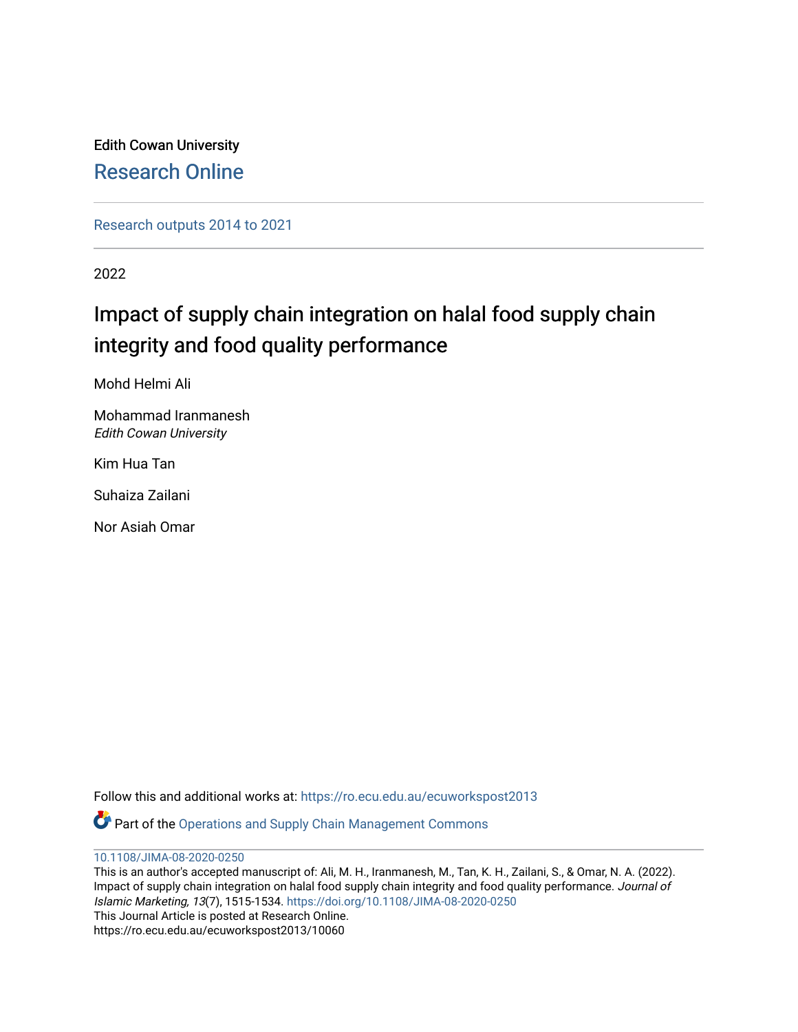Edith Cowan University

Research Online

Research outputs 2014 to 2021

2022

# Impact of supply chain integration on halal food supply chain integrity and food quality performance

Mohd Helmi Ali

Mohammad Iranmanesh
*Edith Cowan University*

Kim Hua Tan

Suhaiza Zailani

Nor Asiah Omar

Follow this and additional works at: https://ro.ecu.edu.au/ecuworkspost2013

Part of the Operations and Supply Chain Management Commons

10.1108/JIMA-08-2020-0250

This is an author's accepted manuscript of: Ali, M. H., Iranmanesh, M., Tan, K. H., Zailani, S., & Omar, N. A. (2022). Impact of supply chain integration on halal food supply chain integrity and food quality performance. *Journal of Islamic Marketing, 13*(7), 1515-1534. https://doi.org/10.1108/JIMA-08-2020-0250

This Journal Article is posted at Research Online.

https://ro.ecu.edu.au/ecuworkspost2013/10060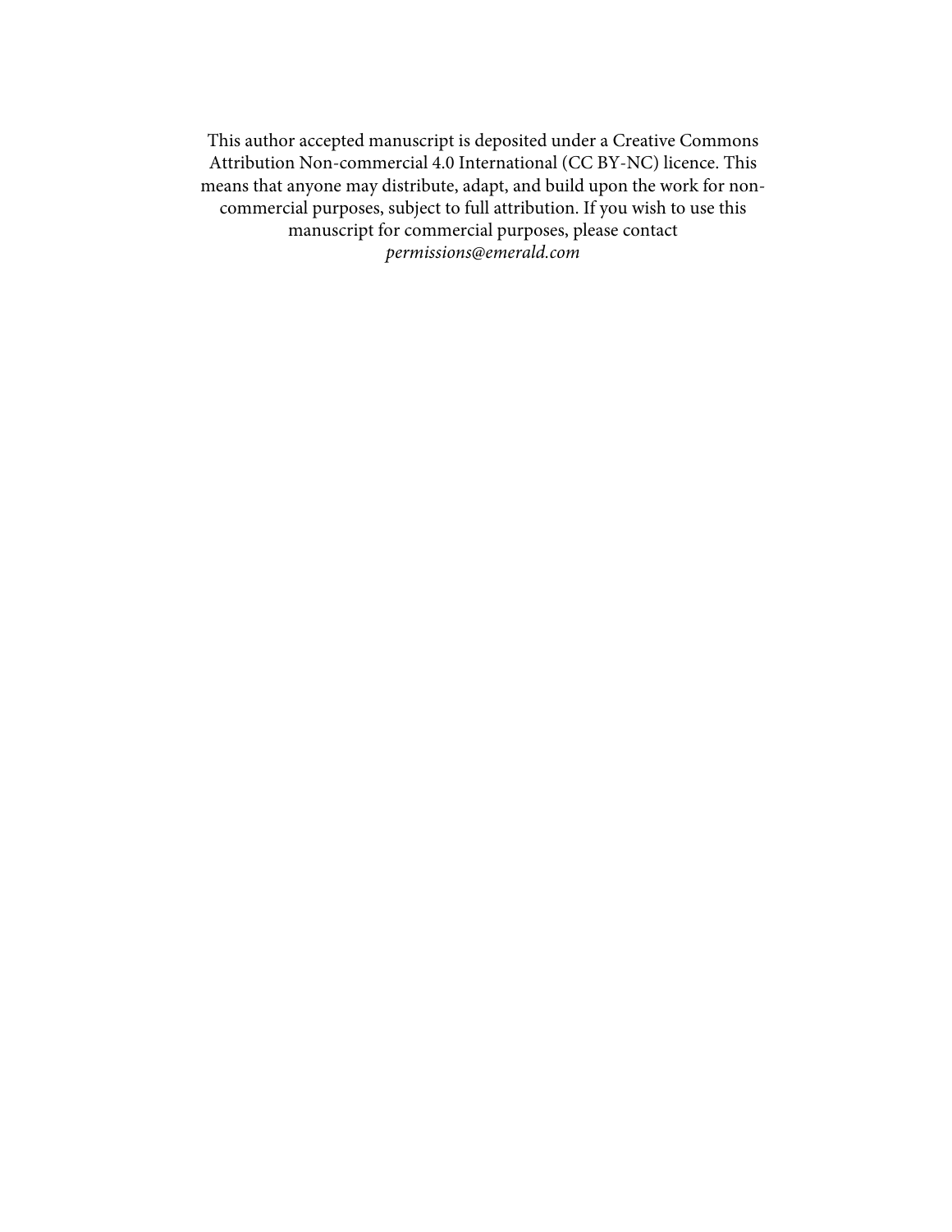This author accepted manuscript is deposited under a Creative Commons Attribution Non-commercial 4.0 International (CC BY-NC) licence. This means that anyone may distribute, adapt, and build upon the work for non-commercial purposes, subject to full attribution. If you wish to use this manuscript for commercial purposes, please contact *permissions@emerald.com*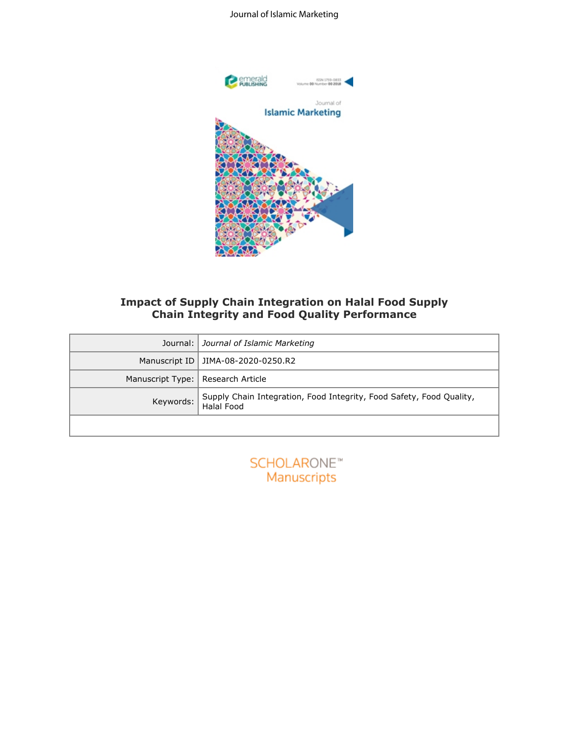# Impact of Supply Chain Integration on Halal Food Supply Chain Integrity and Food Quality Performance

| Journal: | *Journal of Islamic Marketing* |
|---|---|
| Manuscript ID | JIMA-08-2020-0250.R2 |
| Manuscript Type: | Research Article |
| Keywords: | Supply Chain Integration, Food Integrity, Food Safety, Food Quality, Halal Food |
| | |

SCHOLARONE™
Manuscripts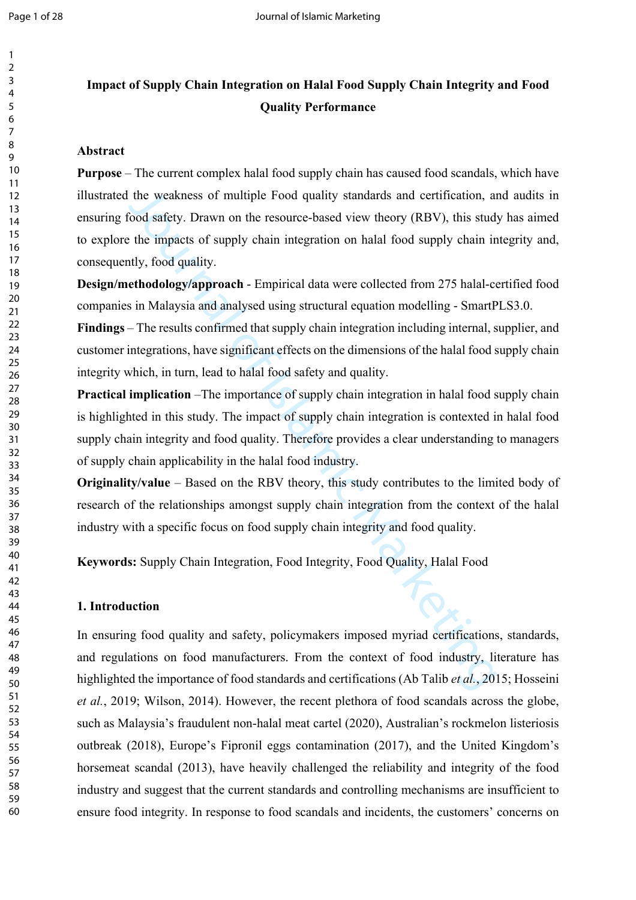# Impact of Supply Chain Integration on Halal Food Supply Chain Integrity and Food Quality Performance

## Abstract

**Purpose** – The current complex halal food supply chain has caused food scandals, which have illustrated the weakness of multiple Food quality standards and certification, and audits in ensuring food safety. Drawn on the resource-based view theory (RBV), this study has aimed to explore the impacts of supply chain integration on halal food supply chain integrity and, consequently, food quality.

**Design/methodology/approach** - Empirical data were collected from 275 halal-certified food companies in Malaysia and analysed using structural equation modelling - SmartPLS3.0.

**Findings** – The results confirmed that supply chain integration including internal, supplier, and customer integrations, have significant effects on the dimensions of the halal food supply chain integrity which, in turn, lead to halal food safety and quality.

**Practical implication** –The importance of supply chain integration in halal food supply chain is highlighted in this study. The impact of supply chain integration is contexted in halal food supply chain integrity and food quality. Therefore provides a clear understanding to managers of supply chain applicability in the halal food industry.

**Originality/value** – Based on the RBV theory, this study contributes to the limited body of research of the relationships amongst supply chain integration from the context of the halal industry with a specific focus on food supply chain integrity and food quality.

**Keywords:** Supply Chain Integration, Food Integrity, Food Quality, Halal Food

## 1. Introduction

In ensuring food quality and safety, policymakers imposed myriad certifications, standards, and regulations on food manufacturers. From the context of food industry, literature has highlighted the importance of food standards and certifications (Ab Talib *et al.*, 2015; Hosseini *et al.*, 2019; Wilson, 2014). However, the recent plethora of food scandals across the globe, such as Malaysia's fraudulent non-halal meat cartel (2020), Australian's rockmelon listeriosis outbreak (2018), Europe's Fipronil eggs contamination (2017), and the United Kingdom's horsemeat scandal (2013), have heavily challenged the reliability and integrity of the food industry and suggest that the current standards and controlling mechanisms are insufficient to ensure food integrity. In response to food scandals and incidents, the customers' concerns on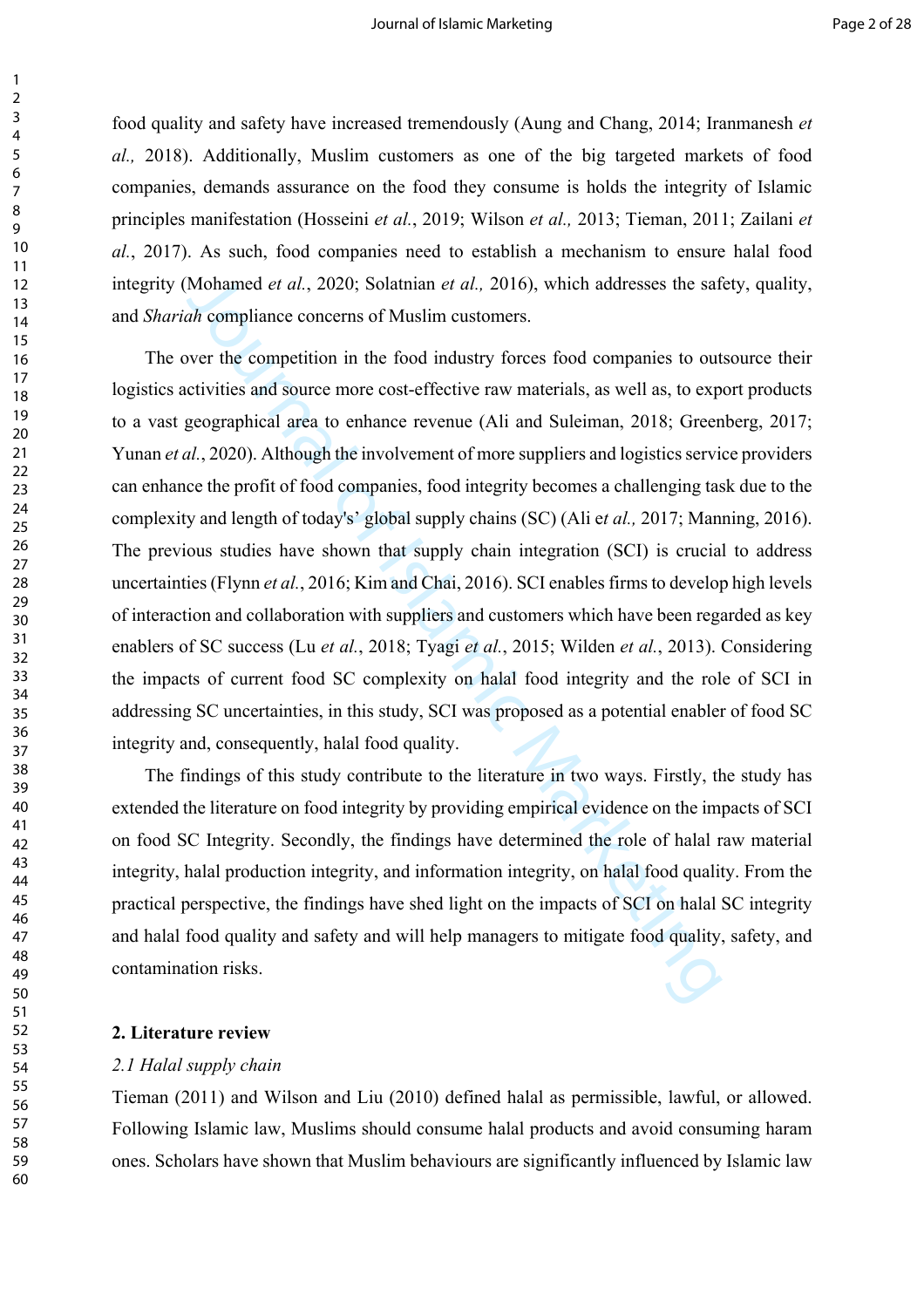food quality and safety have increased tremendously (Aung and Chang, 2014; Iranmanesh *et al.,* 2018). Additionally, Muslim customers as one of the big targeted markets of food companies, demands assurance on the food they consume is holds the integrity of Islamic principles manifestation (Hosseini *et al.*, 2019; Wilson *et al.,* 2013; Tieman, 2011; Zailani *et al.*, 2017). As such, food companies need to establish a mechanism to ensure halal food integrity (Mohamed *et al.*, 2020; Solatnian *et al.,* 2016), which addresses the safety, quality, and *Shariah* compliance concerns of Muslim customers.

The over the competition in the food industry forces food companies to outsource their logistics activities and source more cost-effective raw materials, as well as, to export products to a vast geographical area to enhance revenue (Ali and Suleiman, 2018; Greenberg, 2017; Yunan *et al.*, 2020). Although the involvement of more suppliers and logistics service providers can enhance the profit of food companies, food integrity becomes a challenging task due to the complexity and length of today's' global supply chains (SC) (Ali e*t al.,* 2017; Manning, 2016). The previous studies have shown that supply chain integration (SCI) is crucial to address uncertainties (Flynn *et al.*, 2016; Kim and Chai, 2016). SCI enables firms to develop high levels of interaction and collaboration with suppliers and customers which have been regarded as key enablers of SC success (Lu *et al.*, 2018; Tyagi *et al.*, 2015; Wilden *et al.*, 2013). Considering the impacts of current food SC complexity on halal food integrity and the role of SCI in addressing SC uncertainties, in this study, SCI was proposed as a potential enabler of food SC integrity and, consequently, halal food quality.

The findings of this study contribute to the literature in two ways. Firstly, the study has extended the literature on food integrity by providing empirical evidence on the impacts of SCI on food SC Integrity. Secondly, the findings have determined the role of halal raw material integrity, halal production integrity, and information integrity, on halal food quality. From the practical perspective, the findings have shed light on the impacts of SCI on halal SC integrity and halal food quality and safety and will help managers to mitigate food quality, safety, and contamination risks.

## 2. Literature review

### *2.1 Halal supply chain*

Tieman (2011) and Wilson and Liu (2010) defined halal as permissible, lawful, or allowed. Following Islamic law, Muslims should consume halal products and avoid consuming haram ones. Scholars have shown that Muslim behaviours are significantly influenced by Islamic law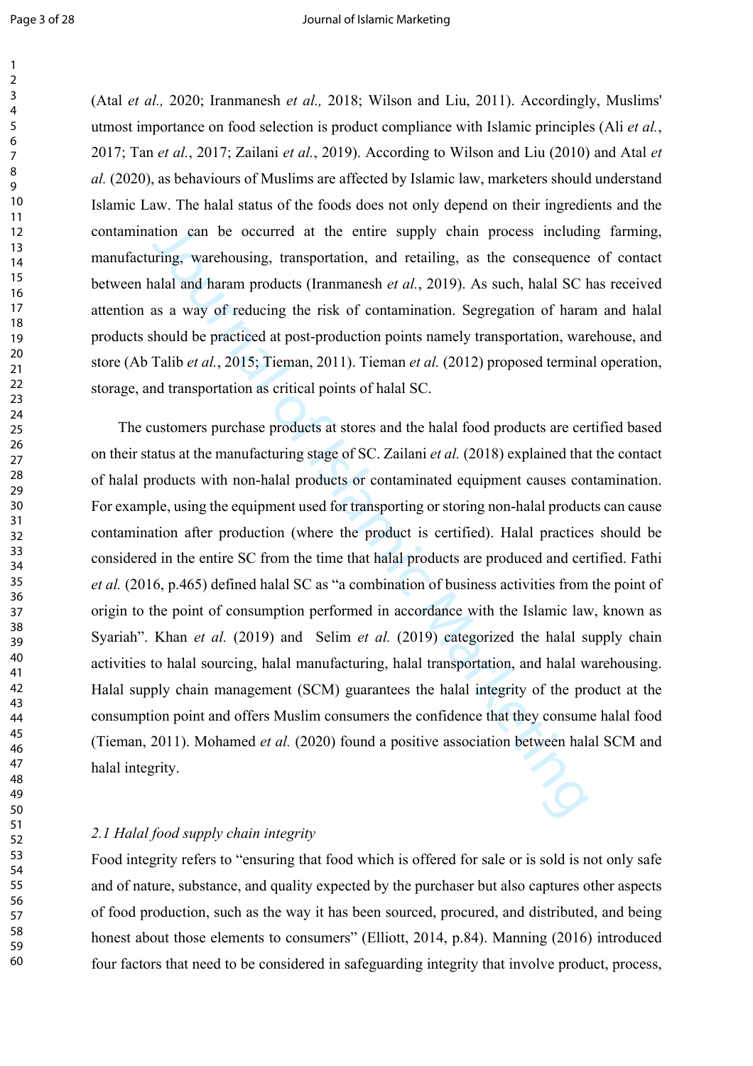(Atal *et al.,* 2020; Iranmanesh *et al.,* 2018; Wilson and Liu, 2011). Accordingly, Muslims' utmost importance on food selection is product compliance with Islamic principles (Ali *et al.*, 2017; Tan *et al.*, 2017; Zailani *et al.*, 2019). According to Wilson and Liu (2010) and Atal *et al.* (2020), as behaviours of Muslims are affected by Islamic law, marketers should understand Islamic Law. The halal status of the foods does not only depend on their ingredients and the contamination can be occurred at the entire supply chain process including farming, manufacturing, warehousing, transportation, and retailing, as the consequence of contact between halal and haram products (Iranmanesh *et al.*, 2019). As such, halal SC has received attention as a way of reducing the risk of contamination. Segregation of haram and halal products should be practiced at post-production points namely transportation, warehouse, and store (Ab Talib *et al.*, 2015; Tieman, 2011). Tieman *et al.* (2012) proposed terminal operation, storage, and transportation as critical points of halal SC.

The customers purchase products at stores and the halal food products are certified based on their status at the manufacturing stage of SC. Zailani *et al.* (2018) explained that the contact of halal products with non-halal products or contaminated equipment causes contamination. For example, using the equipment used for transporting or storing non-halal products can cause contamination after production (where the product is certified). Halal practices should be considered in the entire SC from the time that halal products are produced and certified. Fathi *et al.* (2016, p.465) defined halal SC as "a combination of business activities from the point of origin to the point of consumption performed in accordance with the Islamic law, known as Syariah". Khan *et al.* (2019) and Selim *et al.* (2019) categorized the halal supply chain activities to halal sourcing, halal manufacturing, halal transportation, and halal warehousing. Halal supply chain management (SCM) guarantees the halal integrity of the product at the consumption point and offers Muslim consumers the confidence that they consume halal food (Tieman, 2011). Mohamed *et al.* (2020) found a positive association between halal SCM and halal integrity.

### *2.1 Halal food supply chain integrity*

Food integrity refers to "ensuring that food which is offered for sale or is sold is not only safe and of nature, substance, and quality expected by the purchaser but also captures other aspects of food production, such as the way it has been sourced, procured, and distributed, and being honest about those elements to consumers" (Elliott, 2014, p.84). Manning (2016) introduced four factors that need to be considered in safeguarding integrity that involve product, process,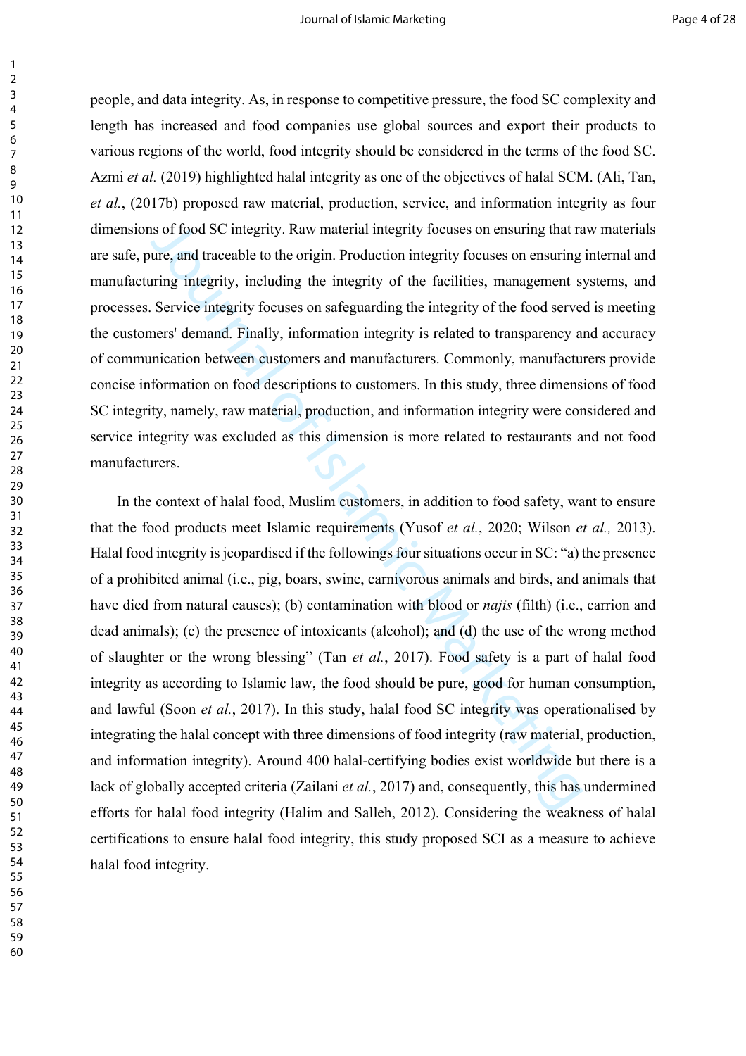people, and data integrity. As, in response to competitive pressure, the food SC complexity and length has increased and food companies use global sources and export their products to various regions of the world, food integrity should be considered in the terms of the food SC. Azmi *et al.* (2019) highlighted halal integrity as one of the objectives of halal SCM. (Ali, Tan, *et al.*, (2017b) proposed raw material, production, service, and information integrity as four dimensions of food SC integrity. Raw material integrity focuses on ensuring that raw materials are safe, pure, and traceable to the origin. Production integrity focuses on ensuring internal and manufacturing integrity, including the integrity of the facilities, management systems, and processes. Service integrity focuses on safeguarding the integrity of the food served is meeting the customers' demand. Finally, information integrity is related to transparency and accuracy of communication between customers and manufacturers. Commonly, manufacturers provide concise information on food descriptions to customers. In this study, three dimensions of food SC integrity, namely, raw material, production, and information integrity were considered and service integrity was excluded as this dimension is more related to restaurants and not food manufacturers.

In the context of halal food, Muslim customers, in addition to food safety, want to ensure that the food products meet Islamic requirements (Yusof *et al.*, 2020; Wilson *et al.,* 2013). Halal food integrity is jeopardised if the followings four situations occur in SC: "a) the presence of a prohibited animal (i.e., pig, boars, swine, carnivorous animals and birds, and animals that have died from natural causes); (b) contamination with blood or *najis* (filth) (i.e., carrion and dead animals); (c) the presence of intoxicants (alcohol); and (d) the use of the wrong method of slaughter or the wrong blessing" (Tan *et al.*, 2017). Food safety is a part of halal food integrity as according to Islamic law, the food should be pure, good for human consumption, and lawful (Soon *et al.*, 2017). In this study, halal food SC integrity was operationalised by integrating the halal concept with three dimensions of food integrity (raw material, production, and information integrity). Around 400 halal-certifying bodies exist worldwide but there is a lack of globally accepted criteria (Zailani *et al.*, 2017) and, consequently, this has undermined efforts for halal food integrity (Halim and Salleh, 2012). Considering the weakness of halal certifications to ensure halal food integrity, this study proposed SCI as a measure to achieve halal food integrity.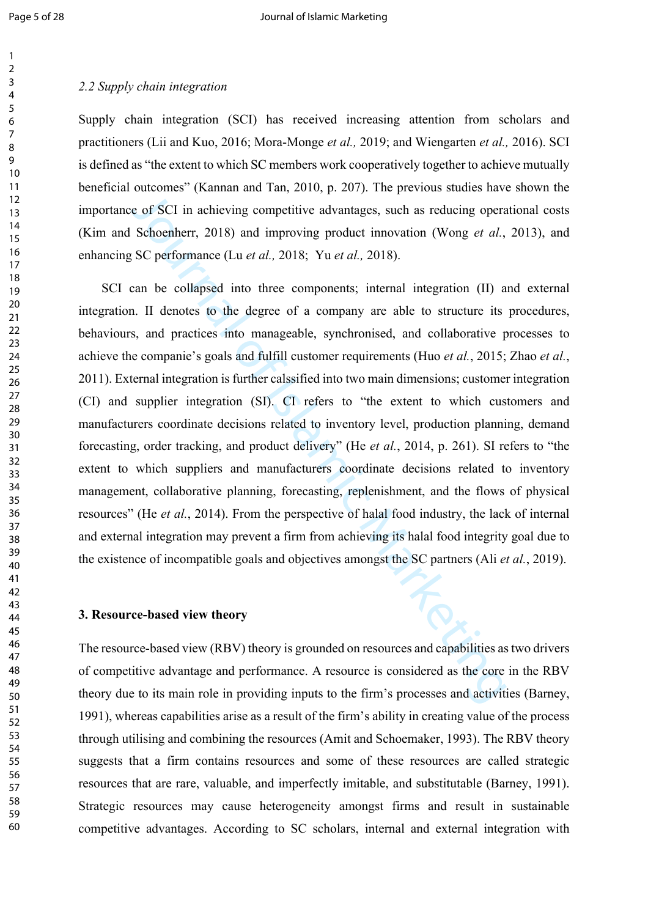*2.2 Supply chain integration*

Supply chain integration (SCI) has received increasing attention from scholars and practitioners (Lii and Kuo, 2016; Mora-Monge *et al.,* 2019; and Wiengarten *et al.,* 2016). SCI is defined as "the extent to which SC members work cooperatively together to achieve mutually beneficial outcomes" (Kannan and Tan, 2010, p. 207). The previous studies have shown the importance of SCI in achieving competitive advantages, such as reducing operational costs (Kim and Schoenherr, 2018) and improving product innovation (Wong *et al.*, 2013), and enhancing SC performance (Lu *et al.,* 2018; Yu *et al.,* 2018).

SCI can be collapsed into three components; internal integration (II) and external integration. II denotes to the degree of a company are able to structure its procedures, behaviours, and practices into manageable, synchronised, and collaborative processes to achieve the companie's goals and fulfill customer requirements (Huo *et al.*, 2015; Zhao *et al.*, 2011). External integration is further calssified into two main dimensions; customer integration (CI) and supplier integration (SI). CI refers to "the extent to which customers and manufacturers coordinate decisions related to inventory level, production planning, demand forecasting, order tracking, and product delivery" (He *et al.*, 2014, p. 261). SI refers to "the extent to which suppliers and manufacturers coordinate decisions related to inventory management, collaborative planning, forecasting, replenishment, and the flows of physical resources" (He *et al.*, 2014). From the perspective of halal food industry, the lack of internal and external integration may prevent a firm from achieving its halal food integrity goal due to the existence of incompatible goals and objectives amongst the SC partners (Ali *et al.*, 2019).

## 3. Resource-based view theory

The resource-based view (RBV) theory is grounded on resources and capabilities as two drivers of competitive advantage and performance. A resource is considered as the core in the RBV theory due to its main role in providing inputs to the firm's processes and activities (Barney, 1991), whereas capabilities arise as a result of the firm's ability in creating value of the process through utilising and combining the resources (Amit and Schoemaker, 1993). The RBV theory suggests that a firm contains resources and some of these resources are called strategic resources that are rare, valuable, and imperfectly imitable, and substitutable (Barney, 1991). Strategic resources may cause heterogeneity amongst firms and result in sustainable competitive advantages. According to SC scholars, internal and external integration with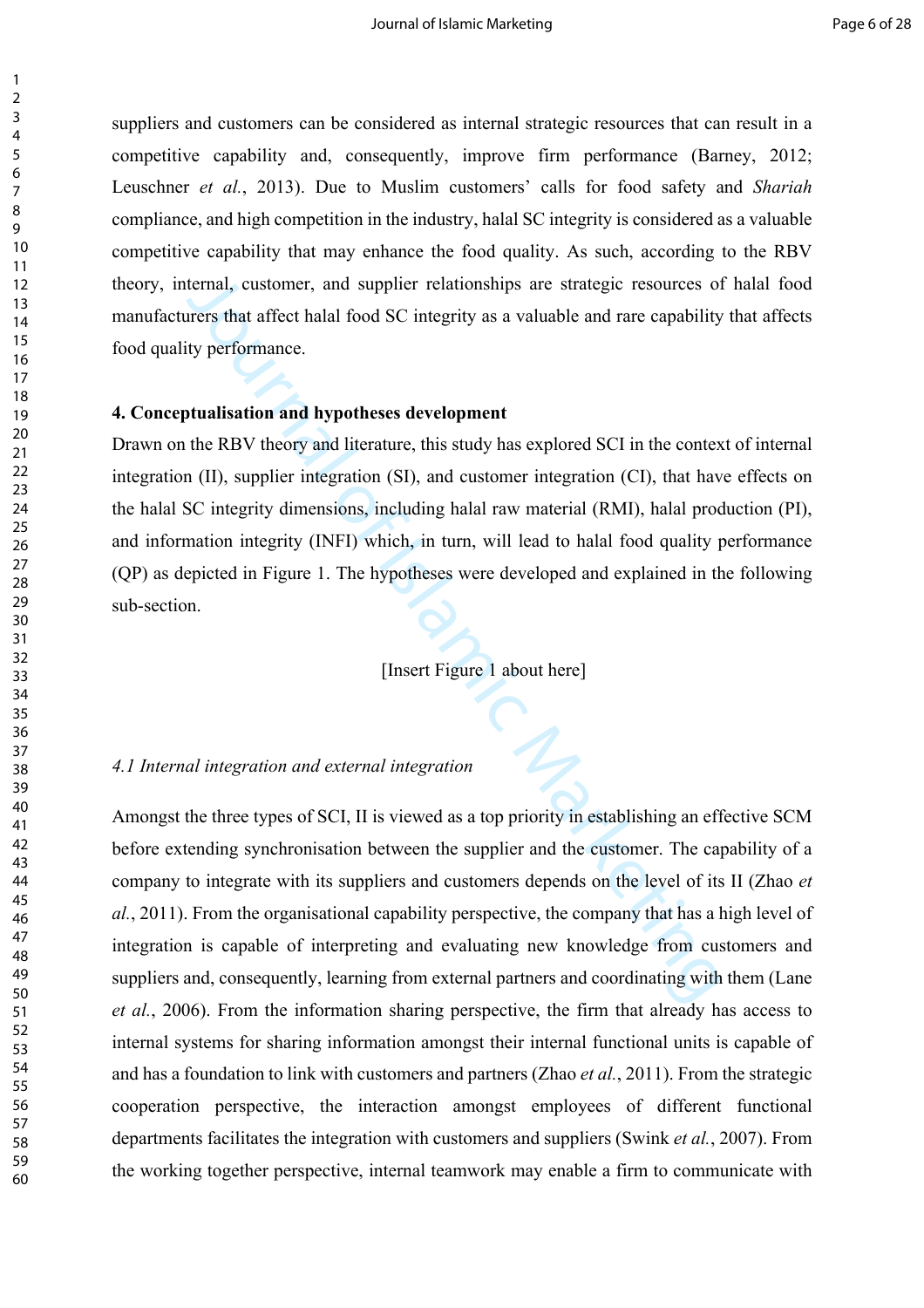suppliers and customers can be considered as internal strategic resources that can result in a competitive capability and, consequently, improve firm performance (Barney, 2012; Leuschner *et al.*, 2013). Due to Muslim customers' calls for food safety and *Shariah* compliance, and high competition in the industry, halal SC integrity is considered as a valuable competitive capability that may enhance the food quality. As such, according to the RBV theory, internal, customer, and supplier relationships are strategic resources of halal food manufacturers that affect halal food SC integrity as a valuable and rare capability that affects food quality performance.

## 4. Conceptualisation and hypotheses development

Drawn on the RBV theory and literature, this study has explored SCI in the context of internal integration (II), supplier integration (SI), and customer integration (CI), that have effects on the halal SC integrity dimensions, including halal raw material (RMI), halal production (PI), and information integrity (INFI) which, in turn, will lead to halal food quality performance (QP) as depicted in Figure 1. The hypotheses were developed and explained in the following sub-section.

[Insert Figure 1 about here]

### *4.1 Internal integration and external integration*

Amongst the three types of SCI, II is viewed as a top priority in establishing an effective SCM before extending synchronisation between the supplier and the customer. The capability of a company to integrate with its suppliers and customers depends on the level of its II (Zhao *et al.*, 2011). From the organisational capability perspective, the company that has a high level of integration is capable of interpreting and evaluating new knowledge from customers and suppliers and, consequently, learning from external partners and coordinating with them (Lane *et al.*, 2006). From the information sharing perspective, the firm that already has access to internal systems for sharing information amongst their internal functional units is capable of and has a foundation to link with customers and partners (Zhao *et al.*, 2011). From the strategic cooperation perspective, the interaction amongst employees of different functional departments facilitates the integration with customers and suppliers (Swink *et al.*, 2007). From the working together perspective, internal teamwork may enable a firm to communicate with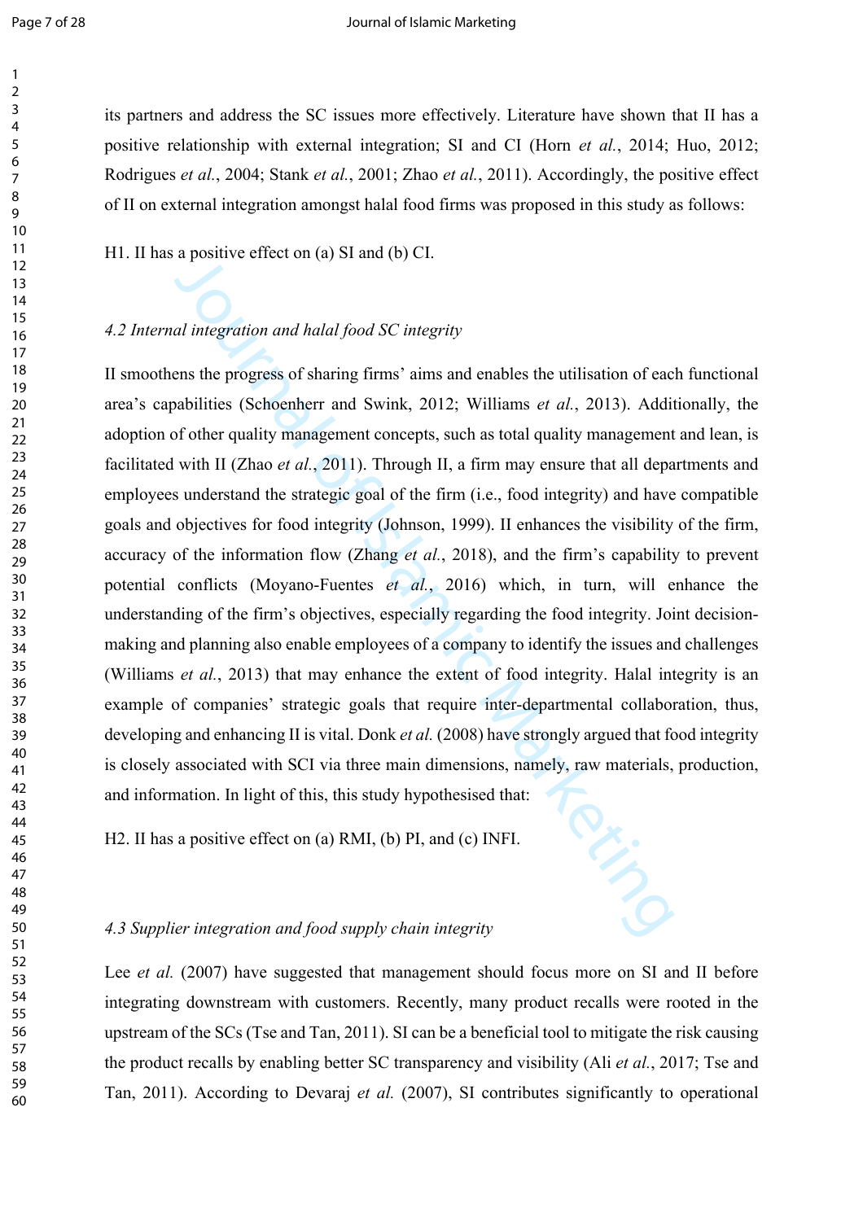its partners and address the SC issues more effectively. Literature have shown that II has a positive relationship with external integration; SI and CI (Horn *et al.*, 2014; Huo, 2012; Rodrigues *et al.*, 2004; Stank *et al.*, 2001; Zhao *et al.*, 2011). Accordingly, the positive effect of II on external integration amongst halal food firms was proposed in this study as follows:

H1. II has a positive effect on (a) SI and (b) CI.

### *4.2 Internal integration and halal food SC integrity*

II smoothens the progress of sharing firms' aims and enables the utilisation of each functional area's capabilities (Schoenherr and Swink, 2012; Williams *et al.*, 2013). Additionally, the adoption of other quality management concepts, such as total quality management and lean, is facilitated with II (Zhao *et al.*, 2011). Through II, a firm may ensure that all departments and employees understand the strategic goal of the firm (i.e., food integrity) and have compatible goals and objectives for food integrity (Johnson, 1999). II enhances the visibility of the firm, accuracy of the information flow (Zhang *et al.*, 2018), and the firm's capability to prevent potential conflicts (Moyano-Fuentes *et al.*, 2016) which, in turn, will enhance the understanding of the firm's objectives, especially regarding the food integrity. Joint decision-making and planning also enable employees of a company to identify the issues and challenges (Williams *et al.*, 2013) that may enhance the extent of food integrity. Halal integrity is an example of companies' strategic goals that require inter-departmental collaboration, thus, developing and enhancing II is vital. Donk *et al.* (2008) have strongly argued that food integrity is closely associated with SCI via three main dimensions, namely, raw materials, production, and information. In light of this, this study hypothesised that:

H2. II has a positive effect on (a) RMI, (b) PI, and (c) INFI.

### *4.3 Supplier integration and food supply chain integrity*

Lee *et al.* (2007) have suggested that management should focus more on SI and II before integrating downstream with customers. Recently, many product recalls were rooted in the upstream of the SCs (Tse and Tan, 2011). SI can be a beneficial tool to mitigate the risk causing the product recalls by enabling better SC transparency and visibility (Ali *et al.*, 2017; Tse and Tan, 2011). According to Devaraj *et al.* (2007), SI contributes significantly to operational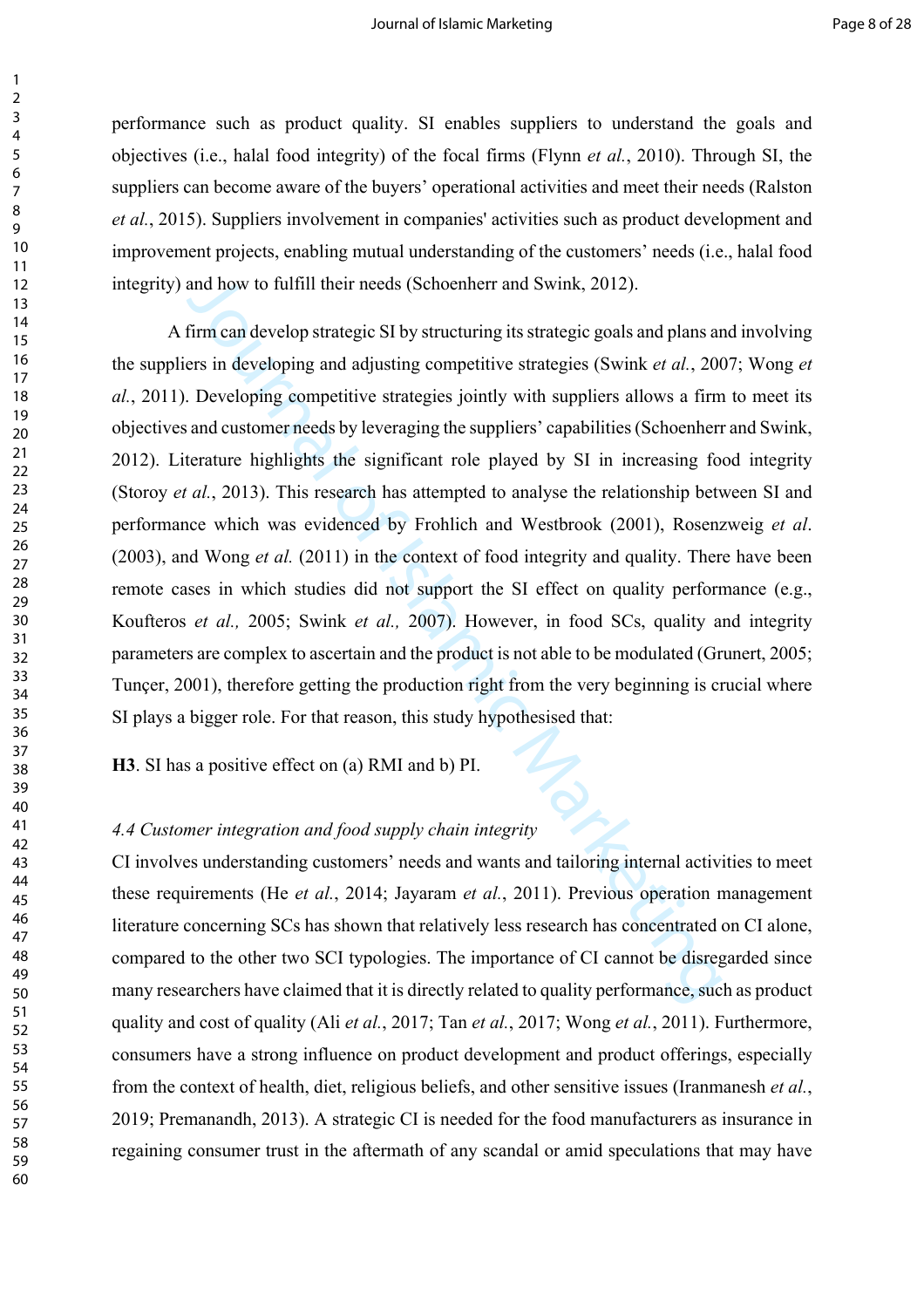performance such as product quality. SI enables suppliers to understand the goals and objectives (i.e., halal food integrity) of the focal firms (Flynn *et al.*, 2010). Through SI, the suppliers can become aware of the buyers' operational activities and meet their needs (Ralston *et al.*, 2015). Suppliers involvement in companies' activities such as product development and improvement projects, enabling mutual understanding of the customers' needs (i.e., halal food integrity) and how to fulfill their needs (Schoenherr and Swink, 2012).

A firm can develop strategic SI by structuring its strategic goals and plans and involving the suppliers in developing and adjusting competitive strategies (Swink *et al.*, 2007; Wong *et al.*, 2011). Developing competitive strategies jointly with suppliers allows a firm to meet its objectives and customer needs by leveraging the suppliers' capabilities (Schoenherr and Swink, 2012). Literature highlights the significant role played by SI in increasing food integrity (Storoy *et al.*, 2013). This research has attempted to analyse the relationship between SI and performance which was evidenced by Frohlich and Westbrook (2001), Rosenzweig *et al*. (2003), and Wong *et al.* (2011) in the context of food integrity and quality. There have been remote cases in which studies did not support the SI effect on quality performance (e.g., Koufteros *et al.,* 2005; Swink *et al.,* 2007). However, in food SCs, quality and integrity parameters are complex to ascertain and the product is not able to be modulated (Grunert, 2005; Tunçer, 2001), therefore getting the production right from the very beginning is crucial where SI plays a bigger role. For that reason, this study hypothesised that:

**H3**. SI has a positive effect on (a) RMI and b) PI.

*4.4 Customer integration and food supply chain integrity*

CI involves understanding customers' needs and wants and tailoring internal activities to meet these requirements (He *et al.*, 2014; Jayaram *et al.*, 2011). Previous operation management literature concerning SCs has shown that relatively less research has concentrated on CI alone, compared to the other two SCI typologies. The importance of CI cannot be disregarded since many researchers have claimed that it is directly related to quality performance, such as product quality and cost of quality (Ali *et al.*, 2017; Tan *et al.*, 2017; Wong *et al.*, 2011). Furthermore, consumers have a strong influence on product development and product offerings, especially from the context of health, diet, religious beliefs, and other sensitive issues (Iranmanesh *et al.*, 2019; Premanandh, 2013). A strategic CI is needed for the food manufacturers as insurance in regaining consumer trust in the aftermath of any scandal or amid speculations that may have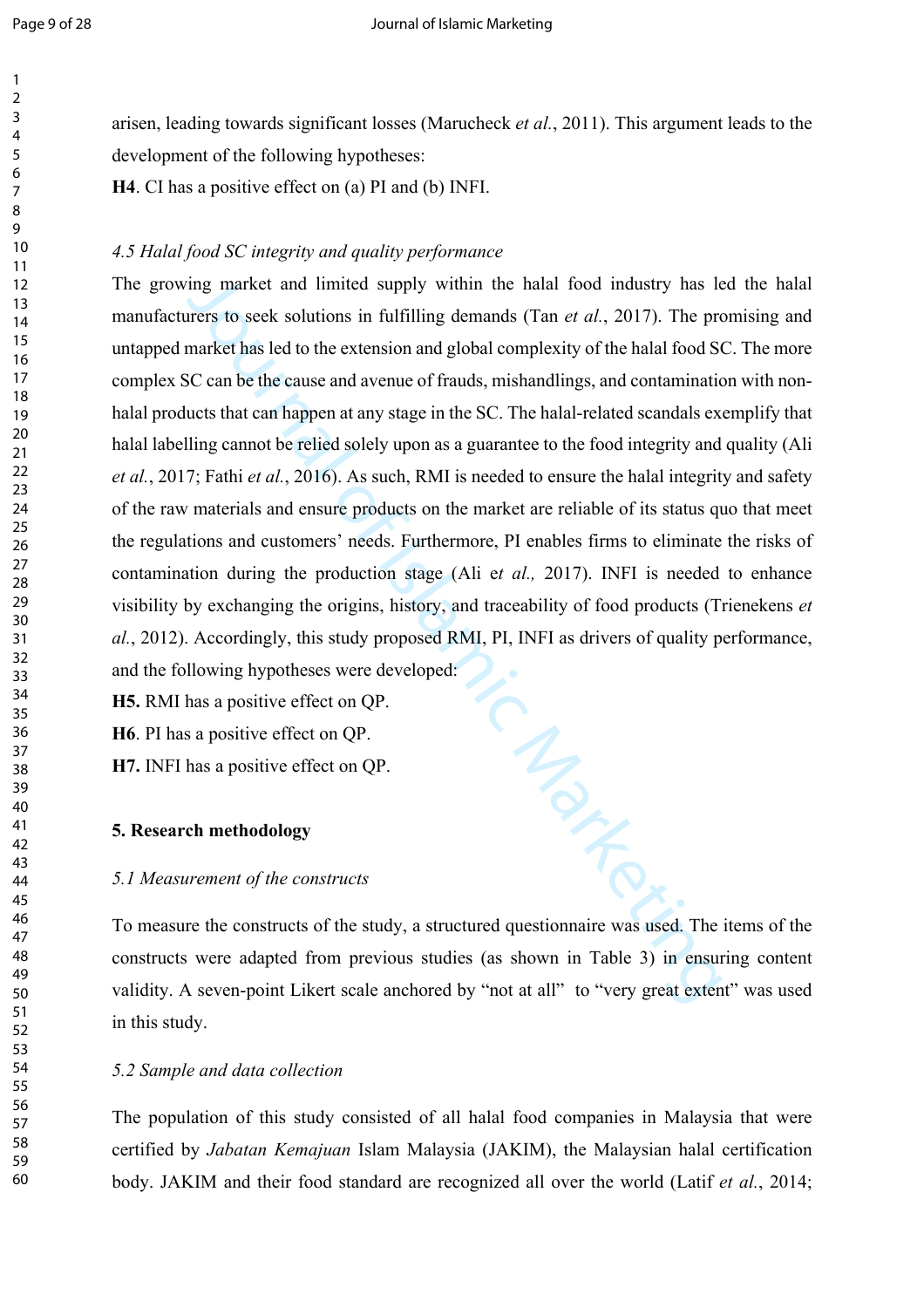arisen, leading towards significant losses (Marucheck *et al.*, 2011). This argument leads to the development of the following hypotheses:

**H4**. CI has a positive effect on (a) PI and (b) INFI.

### *4.5 Halal food SC integrity and quality performance*

The growing market and limited supply within the halal food industry has led the halal manufacturers to seek solutions in fulfilling demands (Tan *et al.*, 2017). The promising and untapped market has led to the extension and global complexity of the halal food SC. The more complex SC can be the cause and avenue of frauds, mishandlings, and contamination with non-halal products that can happen at any stage in the SC. The halal-related scandals exemplify that halal labelling cannot be relied solely upon as a guarantee to the food integrity and quality (Ali *et al.*, 2017; Fathi *et al.*, 2016). As such, RMI is needed to ensure the halal integrity and safety of the raw materials and ensure products on the market are reliable of its status quo that meet the regulations and customers' needs. Furthermore, PI enables firms to eliminate the risks of contamination during the production stage (Ali e*t al.,* 2017). INFI is needed to enhance visibility by exchanging the origins, history, and traceability of food products (Trienekens *et al.*, 2012). Accordingly, this study proposed RMI, PI, INFI as drivers of quality performance, and the following hypotheses were developed:

**H5.** RMI has a positive effect on QP.

**H6**. PI has a positive effect on QP.

**H7.** INFI has a positive effect on QP.

## 5. Research methodology

### *5.1 Measurement of the constructs*

To measure the constructs of the study, a structured questionnaire was used. The items of the constructs were adapted from previous studies (as shown in Table 3) in ensuring content validity. A seven-point Likert scale anchored by "not at all" to "very great extent" was used in this study.

### *5.2 Sample and data collection*

The population of this study consisted of all halal food companies in Malaysia that were certified by *Jabatan Kemajuan* Islam Malaysia (JAKIM), the Malaysian halal certification body. JAKIM and their food standard are recognized all over the world (Latif *et al.*, 2014;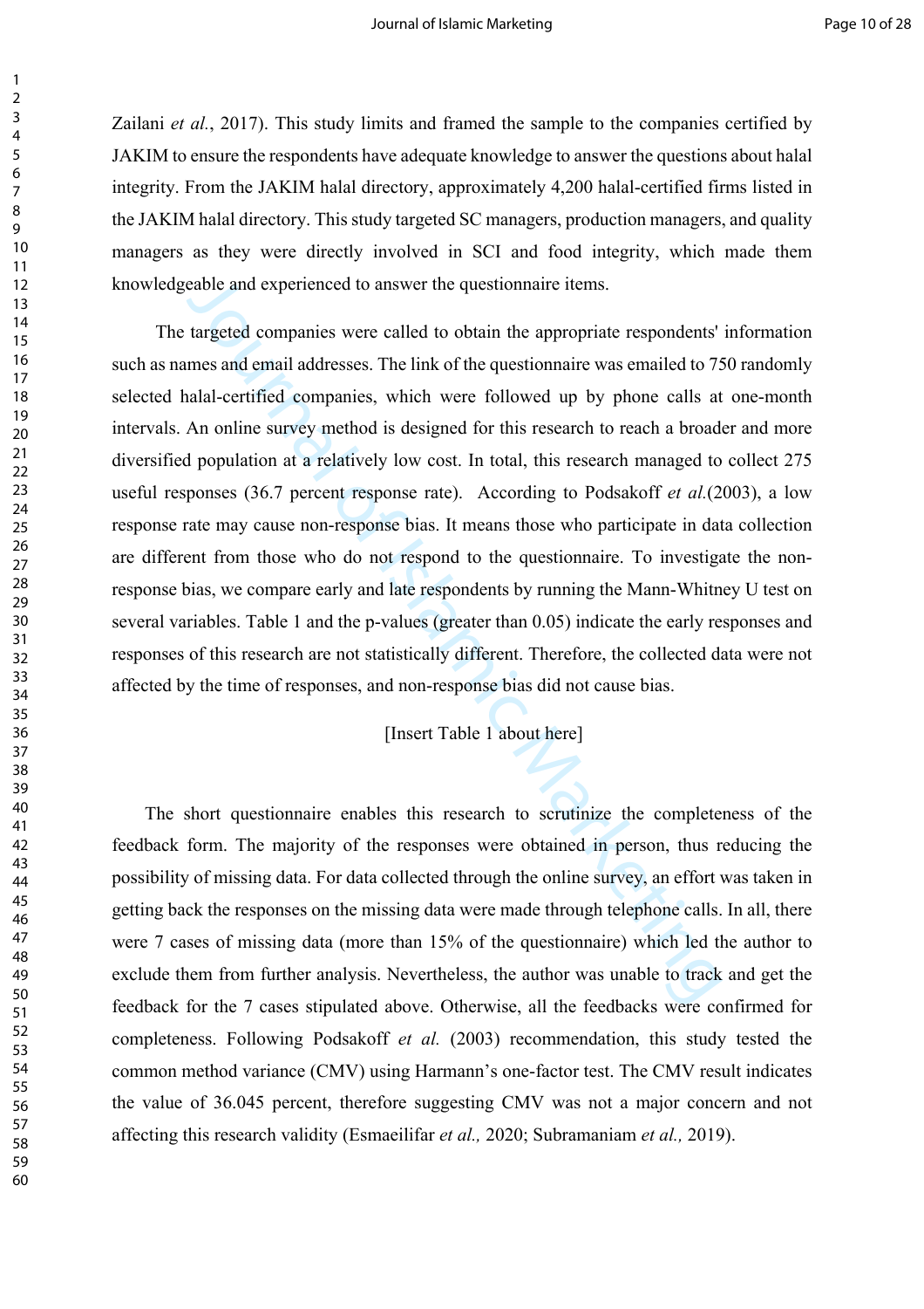Zailani *et al.*, 2017). This study limits and framed the sample to the companies certified by JAKIM to ensure the respondents have adequate knowledge to answer the questions about halal integrity. From the JAKIM halal directory, approximately 4,200 halal-certified firms listed in the JAKIM halal directory. This study targeted SC managers, production managers, and quality managers as they were directly involved in SCI and food integrity, which made them knowledgeable and experienced to answer the questionnaire items.

The targeted companies were called to obtain the appropriate respondents' information such as names and email addresses. The link of the questionnaire was emailed to 750 randomly selected halal-certified companies, which were followed up by phone calls at one-month intervals. An online survey method is designed for this research to reach a broader and more diversified population at a relatively low cost. In total, this research managed to collect 275 useful responses (36.7 percent response rate). According to Podsakoff *et al.*(2003), a low response rate may cause non-response bias. It means those who participate in data collection are different from those who do not respond to the questionnaire. To investigate the non-response bias, we compare early and late respondents by running the Mann-Whitney U test on several variables. Table 1 and the p-values (greater than 0.05) indicate the early responses and responses of this research are not statistically different. Therefore, the collected data were not affected by the time of responses, and non-response bias did not cause bias.

[Insert Table 1 about here]

The short questionnaire enables this research to scrutinize the completeness of the feedback form. The majority of the responses were obtained in person, thus reducing the possibility of missing data. For data collected through the online survey, an effort was taken in getting back the responses on the missing data were made through telephone calls. In all, there were 7 cases of missing data (more than 15% of the questionnaire) which led the author to exclude them from further analysis. Nevertheless, the author was unable to track and get the feedback for the 7 cases stipulated above. Otherwise, all the feedbacks were confirmed for completeness. Following Podsakoff *et al.* (2003) recommendation, this study tested the common method variance (CMV) using Harmann's one-factor test. The CMV result indicates the value of 36.045 percent, therefore suggesting CMV was not a major concern and not affecting this research validity (Esmaeilifar *et al.,* 2020; Subramaniam *et al.,* 2019).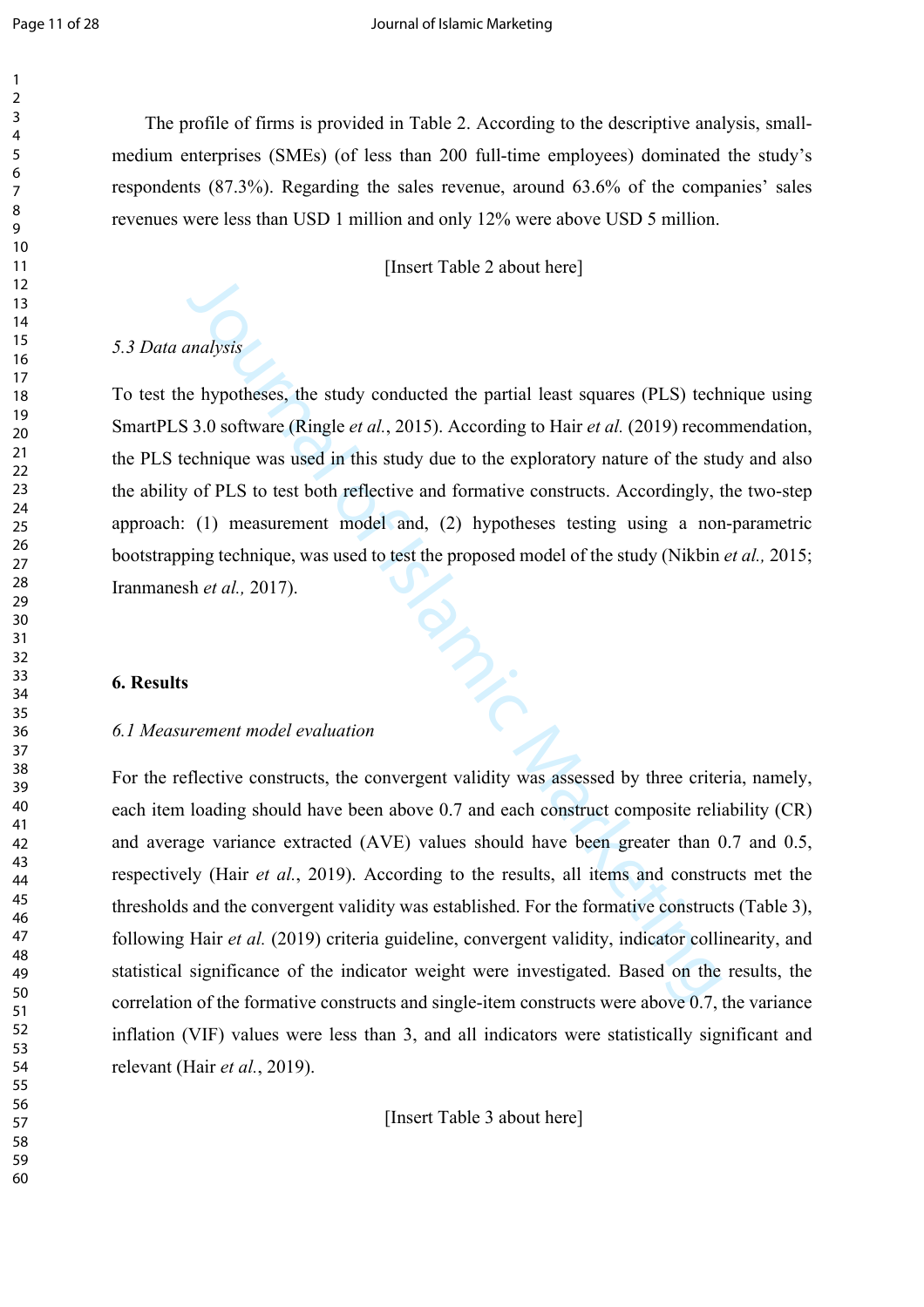The profile of firms is provided in Table 2. According to the descriptive analysis, small-medium enterprises (SMEs) (of less than 200 full-time employees) dominated the study's respondents (87.3%). Regarding the sales revenue, around 63.6% of the companies' sales revenues were less than USD 1 million and only 12% were above USD 5 million.

[Insert Table 2 about here]

### *5.3 Data analysis*

To test the hypotheses, the study conducted the partial least squares (PLS) technique using SmartPLS 3.0 software (Ringle *et al.*, 2015). According to Hair *et al.* (2019) recommendation, the PLS technique was used in this study due to the exploratory nature of the study and also the ability of PLS to test both reflective and formative constructs. Accordingly, the two-step approach: (1) measurement model and, (2) hypotheses testing using a non-parametric bootstrapping technique, was used to test the proposed model of the study (Nikbin *et al.,* 2015; Iranmanesh *et al.,* 2017).

## **6. Results**

### *6.1 Measurement model evaluation*

For the reflective constructs, the convergent validity was assessed by three criteria, namely, each item loading should have been above 0.7 and each construct composite reliability (CR) and average variance extracted (AVE) values should have been greater than 0.7 and 0.5, respectively (Hair *et al.*, 2019). According to the results, all items and constructs met the thresholds and the convergent validity was established. For the formative constructs (Table 3), following Hair *et al.* (2019) criteria guideline, convergent validity, indicator collinearity, and statistical significance of the indicator weight were investigated. Based on the results, the correlation of the formative constructs and single-item constructs were above 0.7, the variance inflation (VIF) values were less than 3, and all indicators were statistically significant and relevant (Hair *et al.*, 2019).

[Insert Table 3 about here]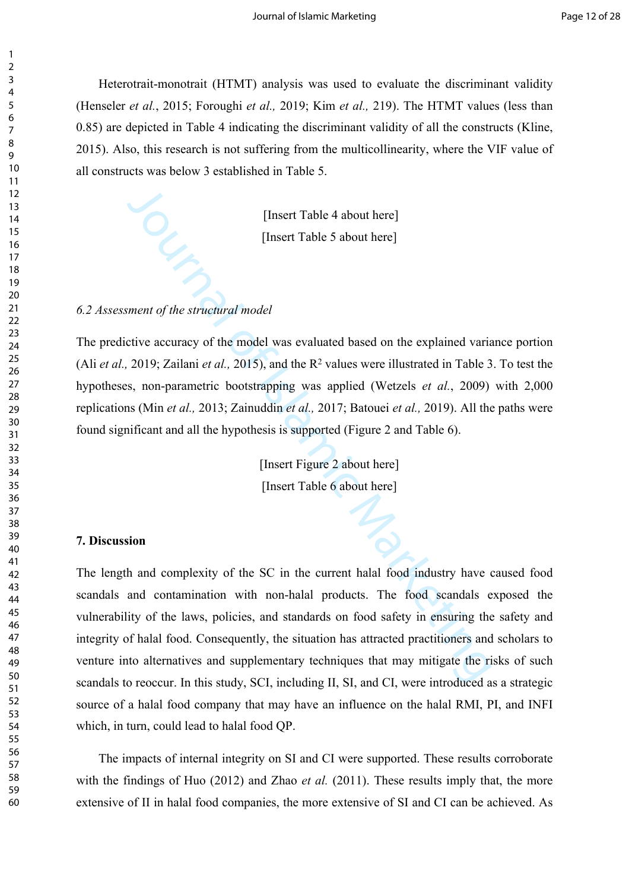Heterotrait-monotrait (HTMT) analysis was used to evaluate the discriminant validity (Henseler *et al.*, 2015; Foroughi *et al.,* 2019; Kim *et al.,* 219). The HTMT values (less than 0.85) are depicted in Table 4 indicating the discriminant validity of all the constructs (Kline, 2015). Also, this research is not suffering from the multicollinearity, where the VIF value of all constructs was below 3 established in Table 5.

[Insert Table 4 about here]

[Insert Table 5 about here]

*6.2 Assessment of the structural model*

The predictive accuracy of the model was evaluated based on the explained variance portion (Ali *et al.,* 2019; Zailani *et al.,* 2015), and the $R^2$ values were illustrated in Table 3. To test the hypotheses, non-parametric bootstrapping was applied (Wetzels *et al.*, 2009) with 2,000 replications (Min *et al.,* 2013; Zainuddin *et al.,* 2017; Batouei *et al.,* 2019). All the paths were found significant and all the hypothesis is supported (Figure 2 and Table 6).

[Insert Figure 2 about here]

[Insert Table 6 about here]

**7. Discussion**

The length and complexity of the SC in the current halal food industry have caused food scandals and contamination with non-halal products. The food scandals exposed the vulnerability of the laws, policies, and standards on food safety in ensuring the safety and integrity of halal food. Consequently, the situation has attracted practitioners and scholars to venture into alternatives and supplementary techniques that may mitigate the risks of such scandals to reoccur. In this study, SCI, including II, SI, and CI, were introduced as a strategic source of a halal food company that may have an influence on the halal RMI, PI, and INFI which, in turn, could lead to halal food QP.

The impacts of internal integrity on SI and CI were supported. These results corroborate with the findings of Huo (2012) and Zhao *et al.* (2011). These results imply that, the more extensive of II in halal food companies, the more extensive of SI and CI can be achieved. As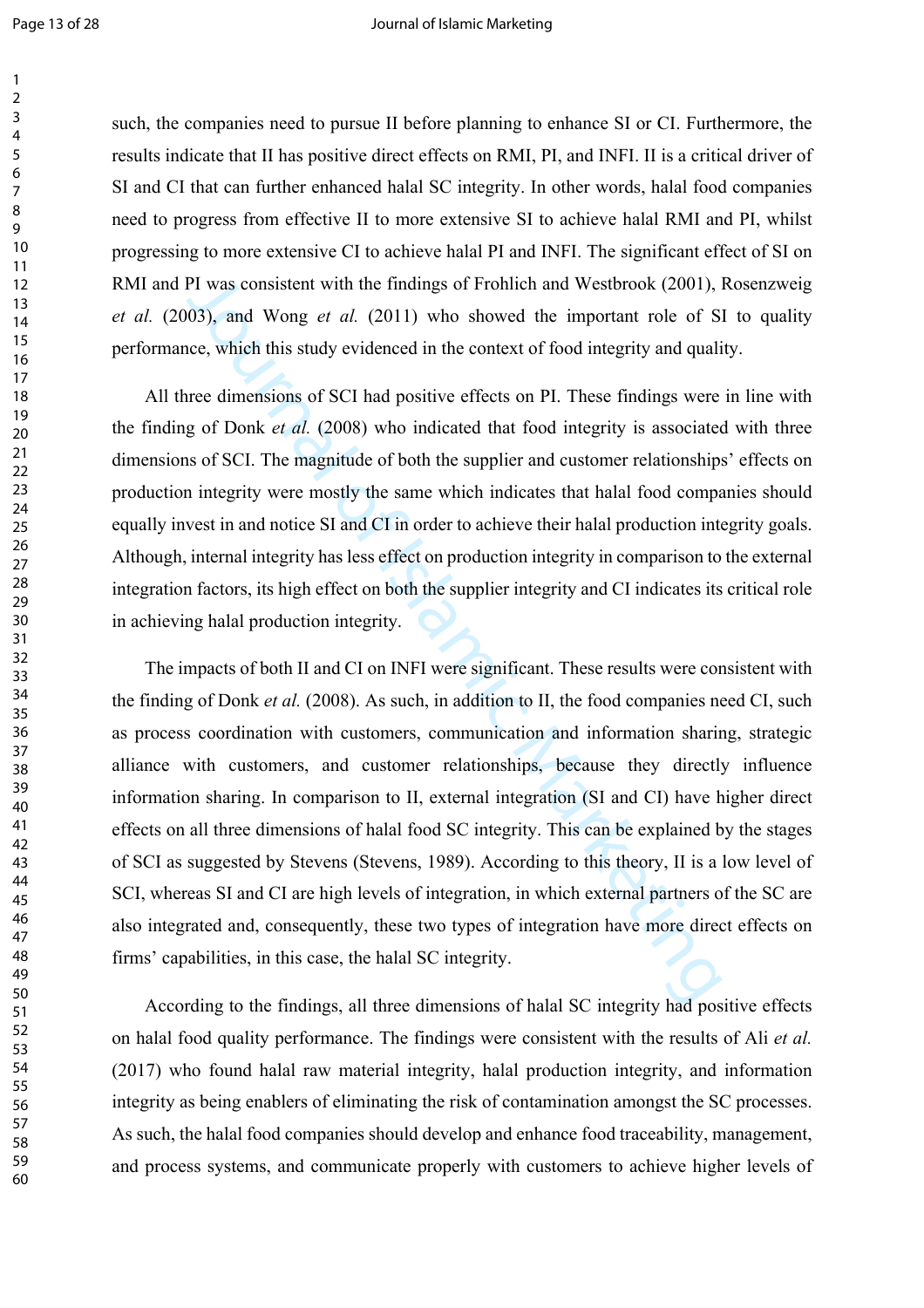such, the companies need to pursue II before planning to enhance SI or CI. Furthermore, the results indicate that II has positive direct effects on RMI, PI, and INFI. II is a critical driver of SI and CI that can further enhanced halal SC integrity. In other words, halal food companies need to progress from effective II to more extensive SI to achieve halal RMI and PI, whilst progressing to more extensive CI to achieve halal PI and INFI. The significant effect of SI on RMI and PI was consistent with the findings of Frohlich and Westbrook (2001), Rosenzweig *et al.* (2003), and Wong *et al.* (2011) who showed the important role of SI to quality performance, which this study evidenced in the context of food integrity and quality.

All three dimensions of SCI had positive effects on PI. These findings were in line with the finding of Donk *et al.* (2008) who indicated that food integrity is associated with three dimensions of SCI. The magnitude of both the supplier and customer relationships' effects on production integrity were mostly the same which indicates that halal food companies should equally invest in and notice SI and CI in order to achieve their halal production integrity goals. Although, internal integrity has less effect on production integrity in comparison to the external integration factors, its high effect on both the supplier integrity and CI indicates its critical role in achieving halal production integrity.

The impacts of both II and CI on INFI were significant. These results were consistent with the finding of Donk *et al.* (2008). As such, in addition to II, the food companies need CI, such as process coordination with customers, communication and information sharing, strategic alliance with customers, and customer relationships, because they directly influence information sharing. In comparison to II, external integration (SI and CI) have higher direct effects on all three dimensions of halal food SC integrity. This can be explained by the stages of SCI as suggested by Stevens (Stevens, 1989). According to this theory, II is a low level of SCI, whereas SI and CI are high levels of integration, in which external partners of the SC are also integrated and, consequently, these two types of integration have more direct effects on firms' capabilities, in this case, the halal SC integrity.

According to the findings, all three dimensions of halal SC integrity had positive effects on halal food quality performance. The findings were consistent with the results of Ali *et al.* (2017) who found halal raw material integrity, halal production integrity, and information integrity as being enablers of eliminating the risk of contamination amongst the SC processes. As such, the halal food companies should develop and enhance food traceability, management, and process systems, and communicate properly with customers to achieve higher levels of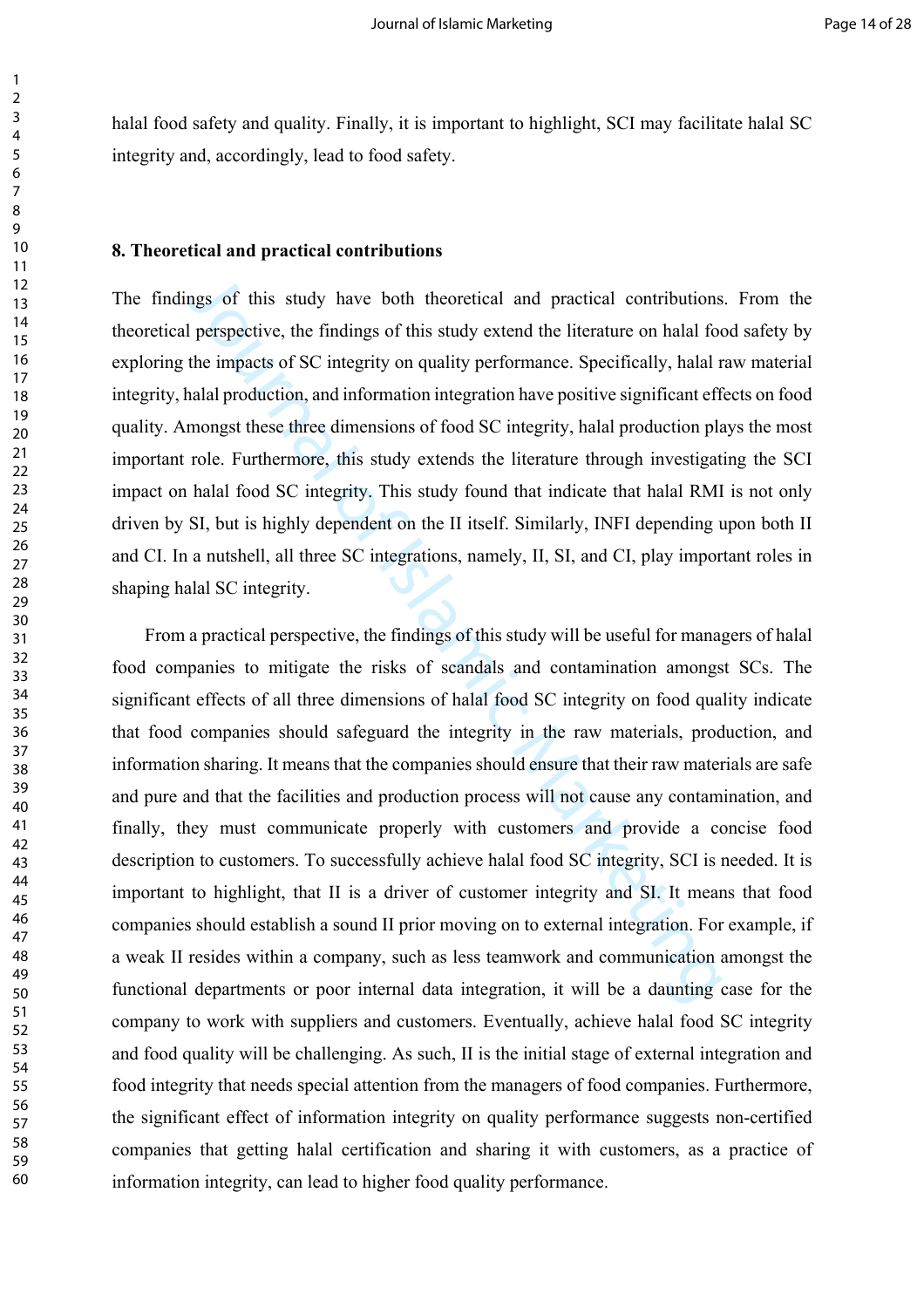halal food safety and quality. Finally, it is important to highlight, SCI may facilitate halal SC integrity and, accordingly, lead to food safety.

## 8. Theoretical and practical contributions

The findings of this study have both theoretical and practical contributions. From the theoretical perspective, the findings of this study extend the literature on halal food safety by exploring the impacts of SC integrity on quality performance. Specifically, halal raw material integrity, halal production, and information integration have positive significant effects on food quality. Amongst these three dimensions of food SC integrity, halal production plays the most important role. Furthermore, this study extends the literature through investigating the SCI impact on halal food SC integrity. This study found that indicate that halal RMI is not only driven by SI, but is highly dependent on the II itself. Similarly, INFI depending upon both II and CI. In a nutshell, all three SC integrations, namely, II, SI, and CI, play important roles in shaping halal SC integrity.

From a practical perspective, the findings of this study will be useful for managers of halal food companies to mitigate the risks of scandals and contamination amongst SCs. The significant effects of all three dimensions of halal food SC integrity on food quality indicate that food companies should safeguard the integrity in the raw materials, production, and information sharing. It means that the companies should ensure that their raw materials are safe and pure and that the facilities and production process will not cause any contamination, and finally, they must communicate properly with customers and provide a concise food description to customers. To successfully achieve halal food SC integrity, SCI is needed. It is important to highlight, that II is a driver of customer integrity and SI. It means that food companies should establish a sound II prior moving on to external integration. For example, if a weak II resides within a company, such as less teamwork and communication amongst the functional departments or poor internal data integration, it will be a daunting case for the company to work with suppliers and customers. Eventually, achieve halal food SC integrity and food quality will be challenging. As such, II is the initial stage of external integration and food integrity that needs special attention from the managers of food companies. Furthermore, the significant effect of information integrity on quality performance suggests non-certified companies that getting halal certification and sharing it with customers, as a practice of information integrity, can lead to higher food quality performance.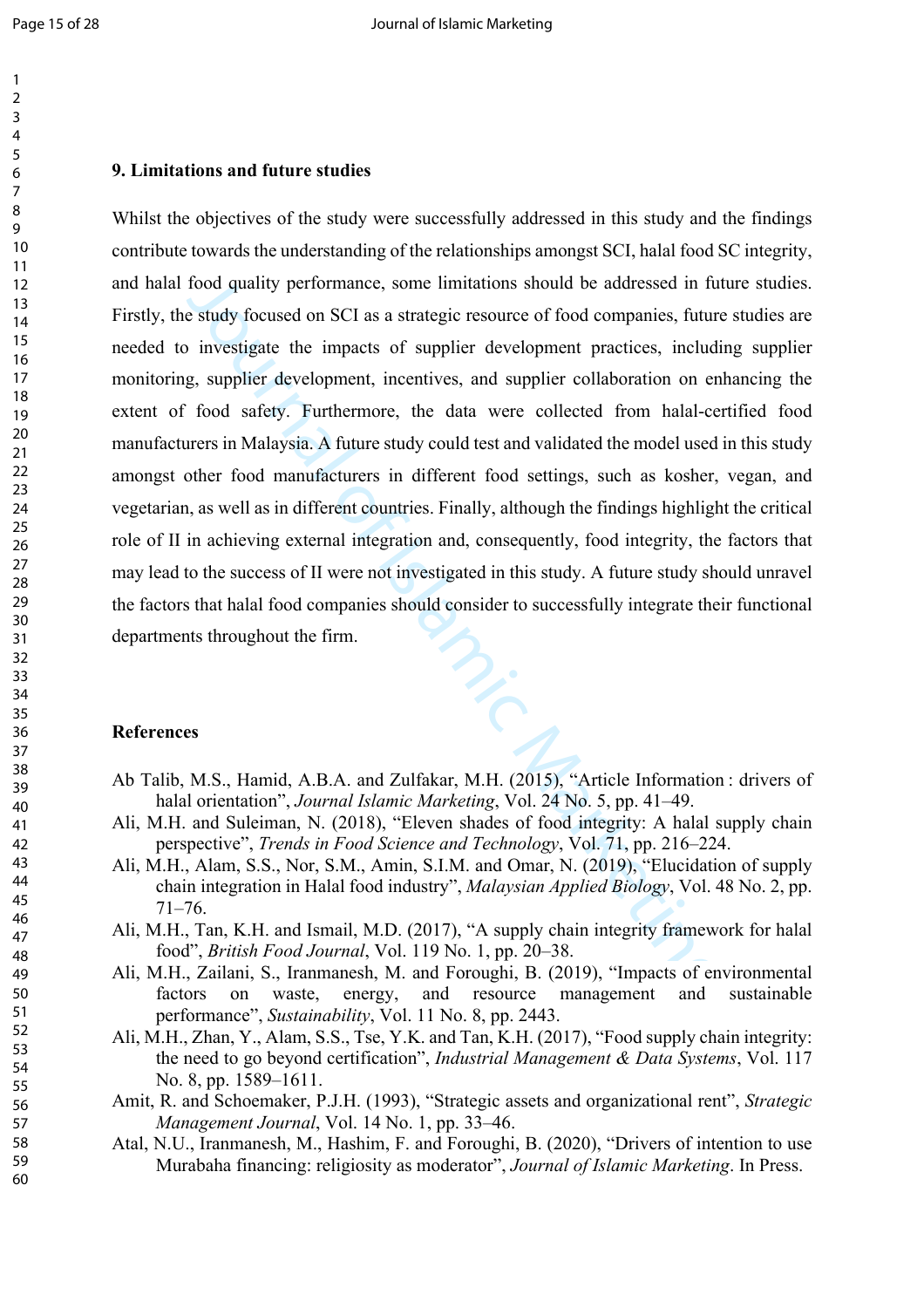## 9. Limitations and future studies

Whilst the objectives of the study were successfully addressed in this study and the findings contribute towards the understanding of the relationships amongst SCI, halal food SC integrity, and halal food quality performance, some limitations should be addressed in future studies. Firstly, the study focused on SCI as a strategic resource of food companies, future studies are needed to investigate the impacts of supplier development practices, including supplier monitoring, supplier development, incentives, and supplier collaboration on enhancing the extent of food safety. Furthermore, the data were collected from halal-certified food manufacturers in Malaysia. A future study could test and validated the model used in this study amongst other food manufacturers in different food settings, such as kosher, vegan, and vegetarian, as well as in different countries. Finally, although the findings highlight the critical role of II in achieving external integration and, consequently, food integrity, the factors that may lead to the success of II were not investigated in this study. A future study should unravel the factors that halal food companies should consider to successfully integrate their functional departments throughout the firm.

## References

Ab Talib, M.S., Hamid, A.B.A. and Zulfakar, M.H. (2015), "Article Information : drivers of halal orientation", *Journal Islamic Marketing*, Vol. 24 No. 5, pp. 41–49.

Ali, M.H. and Suleiman, N. (2018), "Eleven shades of food integrity: A halal supply chain perspective", *Trends in Food Science and Technology*, Vol. 71, pp. 216–224.

Ali, M.H., Alam, S.S., Nor, S.M., Amin, S.I.M. and Omar, N. (2019), "Elucidation of supply chain integration in Halal food industry", *Malaysian Applied Biology*, Vol. 48 No. 2, pp. 71–76.

Ali, M.H., Tan, K.H. and Ismail, M.D. (2017), "A supply chain integrity framework for halal food", *British Food Journal*, Vol. 119 No. 1, pp. 20–38.

Ali, M.H., Zailani, S., Iranmanesh, M. and Foroughi, B. (2019), "Impacts of environmental factors on waste, energy, and resource management and sustainable performance", *Sustainability*, Vol. 11 No. 8, pp. 2443.

Ali, M.H., Zhan, Y., Alam, S.S., Tse, Y.K. and Tan, K.H. (2017), "Food supply chain integrity: the need to go beyond certification", *Industrial Management & Data Systems*, Vol. 117 No. 8, pp. 1589–1611.

Amit, R. and Schoemaker, P.J.H. (1993), "Strategic assets and organizational rent", *Strategic Management Journal*, Vol. 14 No. 1, pp. 33–46.

Atal, N.U., Iranmanesh, M., Hashim, F. and Foroughi, B. (2020), "Drivers of intention to use Murabaha financing: religiosity as moderator", *Journal of Islamic Marketing*. In Press.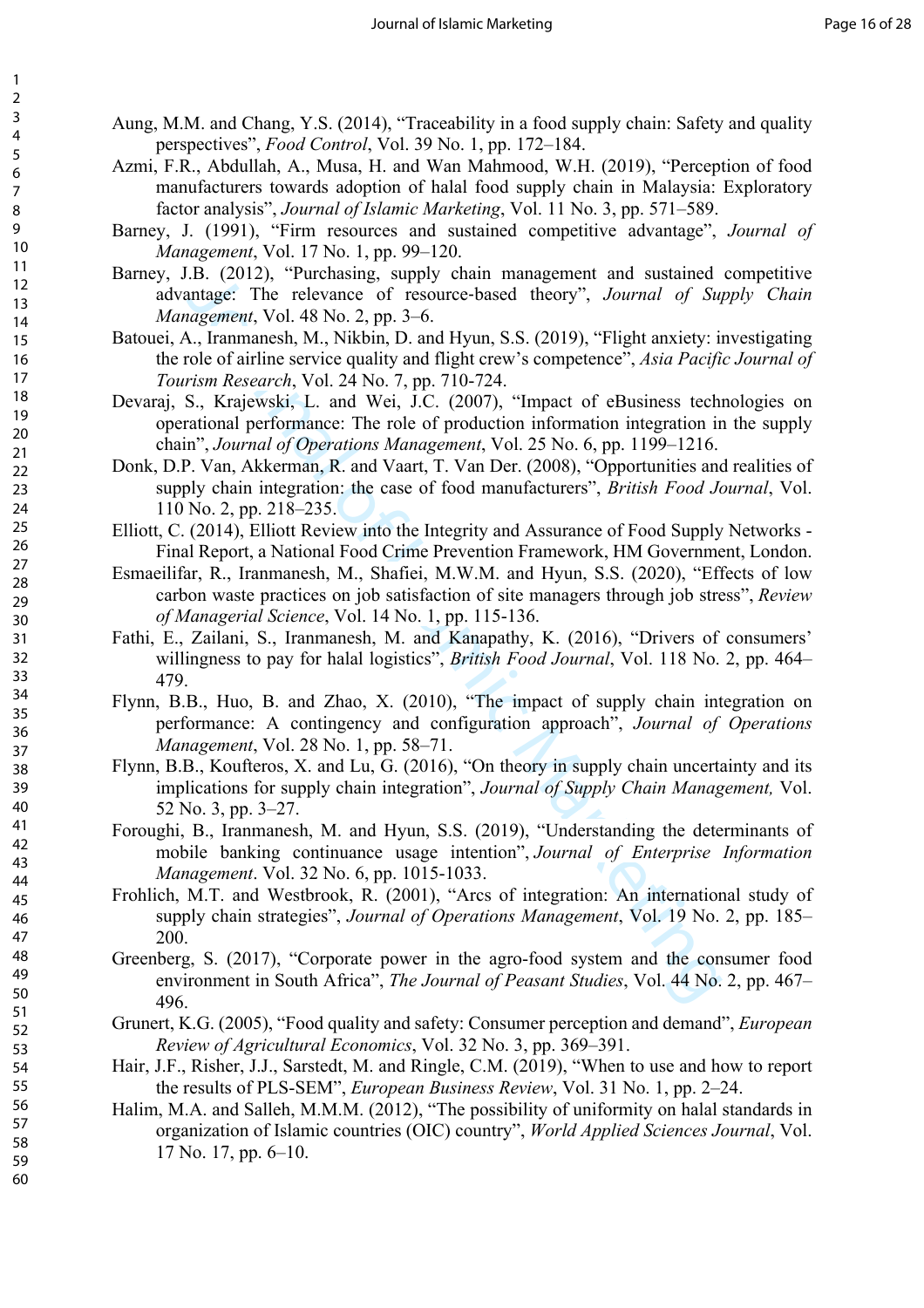Aung, M.M. and Chang, Y.S. (2014), "Traceability in a food supply chain: Safety and quality perspectives", *Food Control*, Vol. 39 No. 1, pp. 172–184.

Azmi, F.R., Abdullah, A., Musa, H. and Wan Mahmood, W.H. (2019), "Perception of food manufacturers towards adoption of halal food supply chain in Malaysia: Exploratory factor analysis", *Journal of Islamic Marketing*, Vol. 11 No. 3, pp. 571–589.

Barney, J. (1991), "Firm resources and sustained competitive advantage", *Journal of Management*, Vol. 17 No. 1, pp. 99–120.

Barney, J.B. (2012), "Purchasing, supply chain management and sustained competitive advantage: The relevance of resource-based theory", *Journal of Supply Chain Management*, Vol. 48 No. 2, pp. 3–6.

Batouei, A., Iranmanesh, M., Nikbin, D. and Hyun, S.S. (2019), "Flight anxiety: investigating the role of airline service quality and flight crew's competence", *Asia Pacific Journal of Tourism Research*, Vol. 24 No. 7, pp. 710-724.

Devaraj, S., Krajewski, L. and Wei, J.C. (2007), "Impact of eBusiness technologies on operational performance: The role of production information integration in the supply chain", *Journal of Operations Management*, Vol. 25 No. 6, pp. 1199–1216.

Donk, D.P. Van, Akkerman, R. and Vaart, T. Van Der. (2008), "Opportunities and realities of supply chain integration: the case of food manufacturers", *British Food Journal*, Vol. 110 No. 2, pp. 218–235.

Elliott, C. (2014), Elliott Review into the Integrity and Assurance of Food Supply Networks - Final Report, a National Food Crime Prevention Framework, HM Government, London.

Esmaeilifar, R., Iranmanesh, M., Shafiei, M.W.M. and Hyun, S.S. (2020), "Effects of low carbon waste practices on job satisfaction of site managers through job stress", *Review of Managerial Science*, Vol. 14 No. 1, pp. 115-136.

Fathi, E., Zailani, S., Iranmanesh, M. and Kanapathy, K. (2016), "Drivers of consumers' willingness to pay for halal logistics", *British Food Journal*, Vol. 118 No. 2, pp. 464–479.

Flynn, B.B., Huo, B. and Zhao, X. (2010), "The impact of supply chain integration on performance: A contingency and configuration approach", *Journal of Operations Management*, Vol. 28 No. 1, pp. 58–71.

Flynn, B.B., Koufteros, X. and Lu, G. (2016), "On theory in supply chain uncertainty and its implications for supply chain integration", *Journal of Supply Chain Management,* Vol. 52 No. 3, pp. 3–27.

Foroughi, B., Iranmanesh, M. and Hyun, S.S. (2019), "Understanding the determinants of mobile banking continuance usage intention", *Journal of Enterprise Information Management*. Vol. 32 No. 6, pp. 1015-1033.

Frohlich, M.T. and Westbrook, R. (2001), "Arcs of integration: An international study of supply chain strategies", *Journal of Operations Management*, Vol. 19 No. 2, pp. 185–200.

Greenberg, S. (2017), "Corporate power in the agro-food system and the consumer food environment in South Africa", *The Journal of Peasant Studies*, Vol. 44 No. 2, pp. 467–496.

Grunert, K.G. (2005), "Food quality and safety: Consumer perception and demand", *European Review of Agricultural Economics*, Vol. 32 No. 3, pp. 369–391.

Hair, J.F., Risher, J.J., Sarstedt, M. and Ringle, C.M. (2019), "When to use and how to report the results of PLS-SEM", *European Business Review*, Vol. 31 No. 1, pp. 2–24.

Halim, M.A. and Salleh, M.M.M. (2012), "The possibility of uniformity on halal standards in organization of Islamic countries (OIC) country", *World Applied Sciences Journal*, Vol. 17 No. 17, pp. 6–10.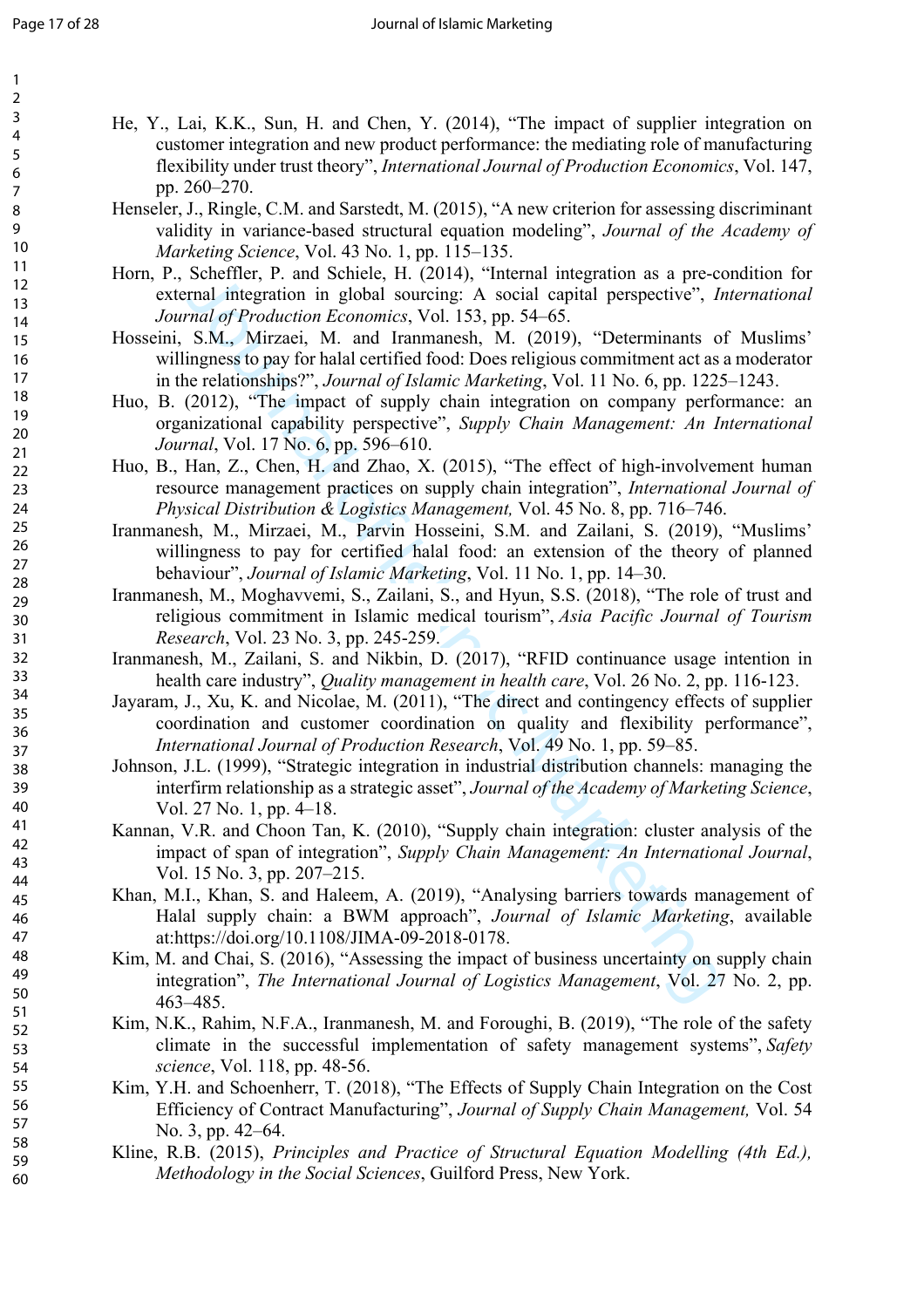He, Y., Lai, K.K., Sun, H. and Chen, Y. (2014), "The impact of supplier integration on customer integration and new product performance: the mediating role of manufacturing flexibility under trust theory", *International Journal of Production Economics*, Vol. 147, pp. 260–270.

Henseler, J., Ringle, C.M. and Sarstedt, M. (2015), "A new criterion for assessing discriminant validity in variance-based structural equation modeling", *Journal of the Academy of Marketing Science*, Vol. 43 No. 1, pp. 115–135.

Horn, P., Scheffler, P. and Schiele, H. (2014), "Internal integration as a pre-condition for external integration in global sourcing: A social capital perspective", *International Journal of Production Economics*, Vol. 153, pp. 54–65.

Hosseini, S.M., Mirzaei, M. and Iranmanesh, M. (2019), "Determinants of Muslims' willingness to pay for halal certified food: Does religious commitment act as a moderator in the relationships?", *Journal of Islamic Marketing*, Vol. 11 No. 6, pp. 1225–1243.

Huo, B. (2012), "The impact of supply chain integration on company performance: an organizational capability perspective", *Supply Chain Management: An International Journal*, Vol. 17 No. 6, pp. 596–610.

Huo, B., Han, Z., Chen, H. and Zhao, X. (2015), "The effect of high-involvement human resource management practices on supply chain integration", *International Journal of Physical Distribution & Logistics Management,* Vol. 45 No. 8, pp. 716–746.

Iranmanesh, M., Mirzaei, M., Parvin Hosseini, S.M. and Zailani, S. (2019), "Muslims' willingness to pay for certified halal food: an extension of the theory of planned behaviour", *Journal of Islamic Marketing*, Vol. 11 No. 1, pp. 14–30.

Iranmanesh, M., Moghavvemi, S., Zailani, S., and Hyun, S.S. (2018), "The role of trust and religious commitment in Islamic medical tourism", *Asia Pacific Journal of Tourism Research*, Vol. 23 No. 3, pp. 245-259.

Iranmanesh, M., Zailani, S. and Nikbin, D. (2017), "RFID continuance usage intention in health care industry", *Quality management in health care*, Vol. 26 No. 2, pp. 116-123.

Jayaram, J., Xu, K. and Nicolae, M. (2011), "The direct and contingency effects of supplier coordination and customer coordination on quality and flexibility performance", *International Journal of Production Research*, Vol. 49 No. 1, pp. 59–85.

Johnson, J.L. (1999), "Strategic integration in industrial distribution channels: managing the interfirm relationship as a strategic asset", *Journal of the Academy of Marketing Science*, Vol. 27 No. 1, pp. 4–18.

Kannan, V.R. and Choon Tan, K. (2010), "Supply chain integration: cluster analysis of the impact of span of integration", *Supply Chain Management: An International Journal*, Vol. 15 No. 3, pp. 207–215.

Khan, M.I., Khan, S. and Haleem, A. (2019), "Analysing barriers towards management of Halal supply chain: a BWM approach", *Journal of Islamic Marketing*, available at:https://doi.org/10.1108/JIMA-09-2018-0178.

Kim, M. and Chai, S. (2016), "Assessing the impact of business uncertainty on supply chain integration", *The International Journal of Logistics Management*, Vol. 27 No. 2, pp. 463–485.

Kim, N.K., Rahim, N.F.A., Iranmanesh, M. and Foroughi, B. (2019), "The role of the safety climate in the successful implementation of safety management systems", *Safety science*, Vol. 118, pp. 48-56.

Kim, Y.H. and Schoenherr, T. (2018), "The Effects of Supply Chain Integration on the Cost Efficiency of Contract Manufacturing", *Journal of Supply Chain Management,* Vol. 54 No. 3, pp. 42–64.

Kline, R.B. (2015), *Principles and Practice of Structural Equation Modelling (4th Ed.), Methodology in the Social Sciences*, Guilford Press, New York.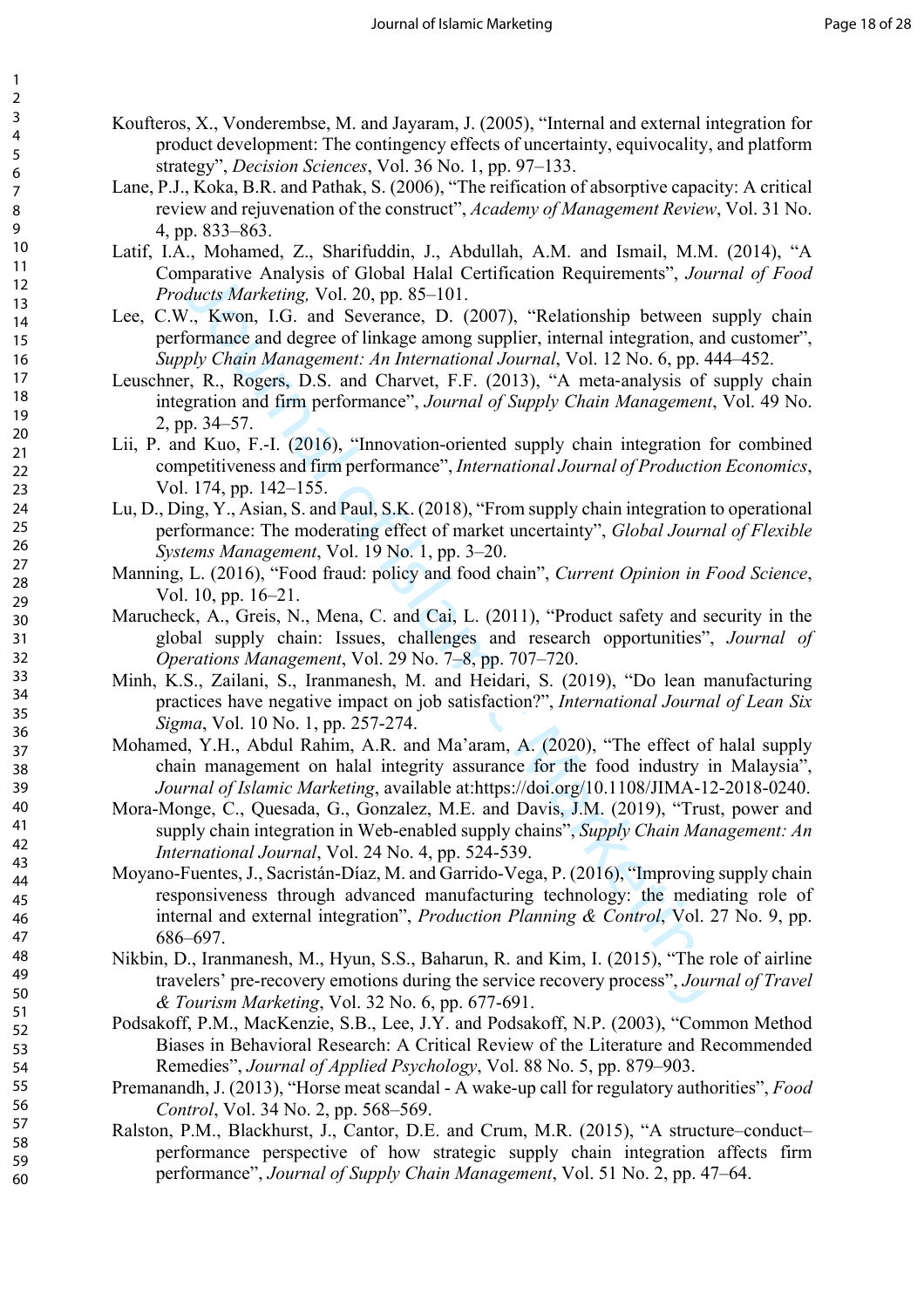Koufteros, X., Vonderembse, M. and Jayaram, J. (2005), "Internal and external integration for product development: The contingency effects of uncertainty, equivocality, and platform strategy", *Decision Sciences*, Vol. 36 No. 1, pp. 97–133.

Lane, P.J., Koka, B.R. and Pathak, S. (2006), "The reification of absorptive capacity: A critical review and rejuvenation of the construct", *Academy of Management Review*, Vol. 31 No. 4, pp. 833–863.

Latif, I.A., Mohamed, Z., Sharifuddin, J., Abdullah, A.M. and Ismail, M.M. (2014), "A Comparative Analysis of Global Halal Certification Requirements", *Journal of Food Products Marketing,* Vol. 20, pp. 85–101.

Lee, C.W., Kwon, I.G. and Severance, D. (2007), "Relationship between supply chain performance and degree of linkage among supplier, internal integration, and customer", *Supply Chain Management: An International Journal*, Vol. 12 No. 6, pp. 444–452.

Leuschner, R., Rogers, D.S. and Charvet, F.F. (2013), "A meta-analysis of supply chain integration and firm performance", *Journal of Supply Chain Management*, Vol. 49 No. 2, pp. 34–57.

Lii, P. and Kuo, F.-I. (2016), "Innovation-oriented supply chain integration for combined competitiveness and firm performance", *International Journal of Production Economics*, Vol. 174, pp. 142–155.

Lu, D., Ding, Y., Asian, S. and Paul, S.K. (2018), "From supply chain integration to operational performance: The moderating effect of market uncertainty", *Global Journal of Flexible Systems Management*, Vol. 19 No. 1, pp. 3–20.

Manning, L. (2016), "Food fraud: policy and food chain", *Current Opinion in Food Science*, Vol. 10, pp. 16–21.

Marucheck, A., Greis, N., Mena, C. and Cai, L. (2011), "Product safety and security in the global supply chain: Issues, challenges and research opportunities", *Journal of Operations Management*, Vol. 29 No. 7–8, pp. 707–720.

Minh, K.S., Zailani, S., Iranmanesh, M. and Heidari, S. (2019), "Do lean manufacturing practices have negative impact on job satisfaction?", *International Journal of Lean Six Sigma*, Vol. 10 No. 1, pp. 257-274.

Mohamed, Y.H., Abdul Rahim, A.R. and Ma'aram, A. (2020), "The effect of halal supply chain management on halal integrity assurance for the food industry in Malaysia", *Journal of Islamic Marketing*, available at:https://doi.org/10.1108/JIMA-12-2018-0240.

Mora-Monge, C., Quesada, G., Gonzalez, M.E. and Davis, J.M. (2019), "Trust, power and supply chain integration in Web-enabled supply chains", *Supply Chain Management: An International Journal*, Vol. 24 No. 4, pp. 524-539.

Moyano-Fuentes, J., Sacristán-Díaz, M. and Garrido-Vega, P. (2016), "Improving supply chain responsiveness through advanced manufacturing technology: the mediating role of internal and external integration", *Production Planning & Control*, Vol. 27 No. 9, pp. 686–697.

Nikbin, D., Iranmanesh, M., Hyun, S.S., Baharun, R. and Kim, I. (2015), "The role of airline travelers' pre-recovery emotions during the service recovery process", *Journal of Travel & Tourism Marketing*, Vol. 32 No. 6, pp. 677-691.

Podsakoff, P.M., MacKenzie, S.B., Lee, J.Y. and Podsakoff, N.P. (2003), "Common Method Biases in Behavioral Research: A Critical Review of the Literature and Recommended Remedies", *Journal of Applied Psychology*, Vol. 88 No. 5, pp. 879–903.

Premanandh, J. (2013), "Horse meat scandal - A wake-up call for regulatory authorities", *Food Control*, Vol. 34 No. 2, pp. 568–569.

Ralston, P.M., Blackhurst, J., Cantor, D.E. and Crum, M.R. (2015), "A structure–conduct–performance perspective of how strategic supply chain integration affects firm performance", *Journal of Supply Chain Management*, Vol. 51 No. 2, pp. 47–64.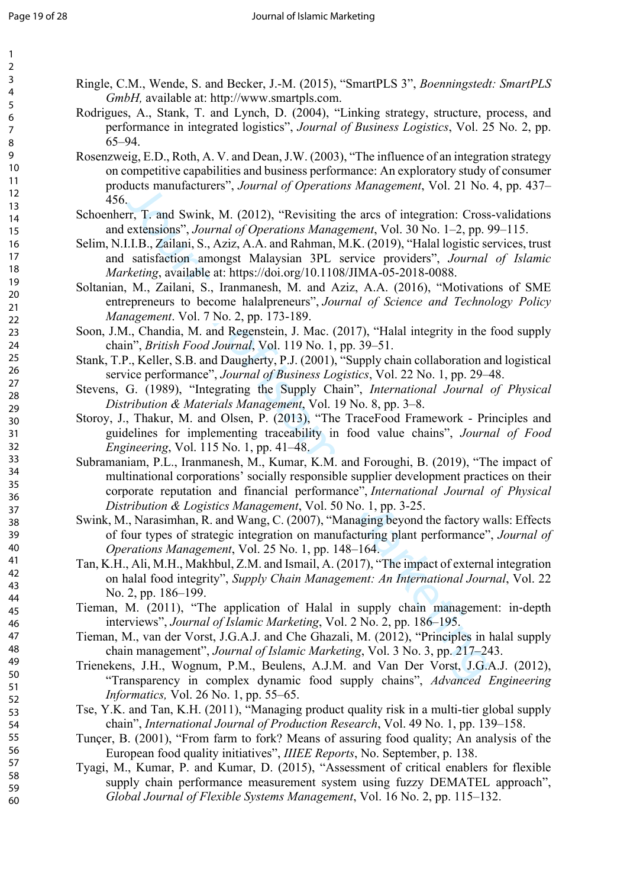Ringle, C.M., Wende, S. and Becker, J.-M. (2015), "SmartPLS 3", *Boenningstedt: SmartPLS GmbH,* available at: http://www.smartpls.com.

Rodrigues, A., Stank, T. and Lynch, D. (2004), "Linking strategy, structure, process, and performance in integrated logistics", *Journal of Business Logistics*, Vol. 25 No. 2, pp. 65–94.

Rosenzweig, E.D., Roth, A. V. and Dean, J.W. (2003), "The influence of an integration strategy on competitive capabilities and business performance: An exploratory study of consumer products manufacturers", *Journal of Operations Management*, Vol. 21 No. 4, pp. 437–456.

Schoenherr, T. and Swink, M. (2012), "Revisiting the arcs of integration: Cross-validations and extensions", *Journal of Operations Management*, Vol. 30 No. 1–2, pp. 99–115.

Selim, N.I.I.B., Zailani, S., Aziz, A.A. and Rahman, M.K. (2019), "Halal logistic services, trust and satisfaction amongst Malaysian 3PL service providers", *Journal of Islamic Marketing*, available at: https://doi.org/10.1108/JIMA-05-2018-0088.

Soltanian, M., Zailani, S., Iranmanesh, M. and Aziz, A.A. (2016), "Motivations of SME entrepreneurs to become halalpreneurs", *Journal of Science and Technology Policy Management*. Vol. 7 No. 2, pp. 173-189.

Soon, J.M., Chandia, M. and Regenstein, J. Mac. (2017), "Halal integrity in the food supply chain", *British Food Journal*, Vol. 119 No. 1, pp. 39–51.

Stank, T.P., Keller, S.B. and Daugherty, P.J. (2001), "Supply chain collaboration and logistical service performance", *Journal of Business Logistics*, Vol. 22 No. 1, pp. 29–48.

Stevens, G. (1989), "Integrating the Supply Chain", *International Journal of Physical Distribution & Materials Management*, Vol. 19 No. 8, pp. 3–8.

Storoy, J., Thakur, M. and Olsen, P. (2013), "The TraceFood Framework - Principles and guidelines for implementing traceability in food value chains", *Journal of Food Engineering*, Vol. 115 No. 1, pp. 41–48.

Subramaniam, P.L., Iranmanesh, M., Kumar, K.M. and Foroughi, B. (2019), "The impact of multinational corporations' socially responsible supplier development practices on their corporate reputation and financial performance", *International Journal of Physical Distribution & Logistics Management*, Vol. 50 No. 1, pp. 3-25.

Swink, M., Narasimhan, R. and Wang, C. (2007), "Managing beyond the factory walls: Effects of four types of strategic integration on manufacturing plant performance", *Journal of Operations Management*, Vol. 25 No. 1, pp. 148–164.

Tan, K.H., Ali, M.H., Makhbul, Z.M. and Ismail, A. (2017), "The impact of external integration on halal food integrity", *Supply Chain Management: An International Journal*, Vol. 22 No. 2, pp. 186–199.

Tieman, M. (2011), "The application of Halal in supply chain management: in-depth interviews", *Journal of Islamic Marketing*, Vol. 2 No. 2, pp. 186–195.

Tieman, M., van der Vorst, J.G.A.J. and Che Ghazali, M. (2012), "Principles in halal supply chain management", *Journal of Islamic Marketing*, Vol. 3 No. 3, pp. 217–243.

Trienekens, J.H., Wognum, P.M., Beulens, A.J.M. and Van Der Vorst, J.G.A.J. (2012), "Transparency in complex dynamic food supply chains", *Advanced Engineering Informatics,* Vol. 26 No. 1, pp. 55–65.

Tse, Y.K. and Tan, K.H. (2011), "Managing product quality risk in a multi-tier global supply chain", *International Journal of Production Research*, Vol. 49 No. 1, pp. 139–158.

Tunçer, B. (2001), "From farm to fork? Means of assuring food quality; An analysis of the European food quality initiatives", *IIIEE Reports*, No. September, p. 138.

Tyagi, M., Kumar, P. and Kumar, D. (2015), "Assessment of critical enablers for flexible supply chain performance measurement system using fuzzy DEMATEL approach", *Global Journal of Flexible Systems Management*, Vol. 16 No. 2, pp. 115–132.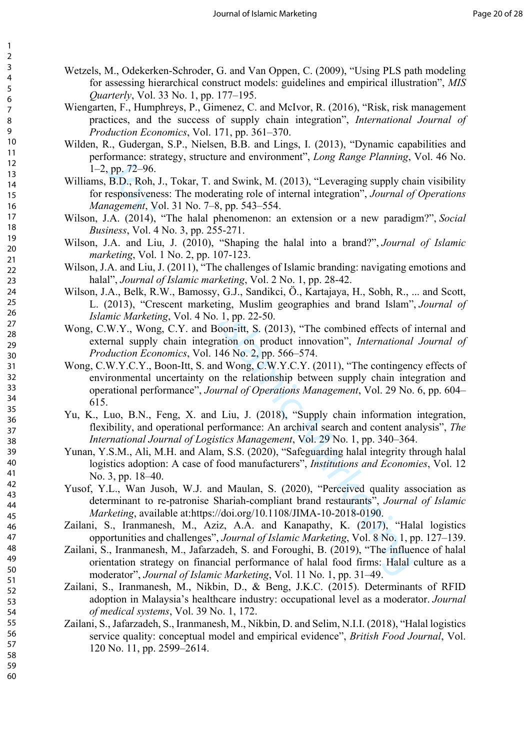Wetzels, M., Odekerken-Schroder, G. and Van Oppen, C. (2009), "Using PLS path modeling for assessing hierarchical construct models: guidelines and empirical illustration", *MIS Quarterly*, Vol. 33 No. 1, pp. 177–195.

Wiengarten, F., Humphreys, P., Gimenez, C. and McIvor, R. (2016), "Risk, risk management practices, and the success of supply chain integration", *International Journal of Production Economics*, Vol. 171, pp. 361–370.

Wilden, R., Gudergan, S.P., Nielsen, B.B. and Lings, I. (2013), "Dynamic capabilities and performance: strategy, structure and environment", *Long Range Planning*, Vol. 46 No. 1–2, pp. 72–96.

Williams, B.D., Roh, J., Tokar, T. and Swink, M. (2013), "Leveraging supply chain visibility for responsiveness: The moderating role of internal integration", *Journal of Operations Management*, Vol. 31 No. 7–8, pp. 543–554.

Wilson, J.A. (2014), "The halal phenomenon: an extension or a new paradigm?", *Social Business*, Vol. 4 No. 3, pp. 255-271.

Wilson, J.A. and Liu, J. (2010), "Shaping the halal into a brand?", *Journal of Islamic marketing*, Vol. 1 No. 2, pp. 107-123.

Wilson, J.A. and Liu, J. (2011), "The challenges of Islamic branding: navigating emotions and halal", *Journal of Islamic marketing*, Vol. 2 No. 1, pp. 28-42.

Wilson, J.A., Belk, R.W., Bamossy, G.J., Sandikci, Ö., Kartajaya, H., Sobh, R., ... and Scott, L. (2013), "Crescent marketing, Muslim geographies and brand Islam", *Journal of Islamic Marketing*, Vol. 4 No. 1, pp. 22-50.

Wong, C.W.Y., Wong, C.Y. and Boon-itt, S. (2013), "The combined effects of internal and external supply chain integration on product innovation", *International Journal of Production Economics*, Vol. 146 No. 2, pp. 566–574.

Wong, C.W.Y.C.Y., Boon-Itt, S. and Wong, C.W.Y.C.Y. (2011), "The contingency effects of environmental uncertainty on the relationship between supply chain integration and operational performance", *Journal of Operations Management*, Vol. 29 No. 6, pp. 604–615.

Yu, K., Luo, B.N., Feng, X. and Liu, J. (2018), "Supply chain information integration, flexibility, and operational performance: An archival search and content analysis", *The International Journal of Logistics Management*, Vol. 29 No. 1, pp. 340–364.

Yunan, Y.S.M., Ali, M.H. and Alam, S.S. (2020), "Safeguarding halal integrity through halal logistics adoption: A case of food manufacturers", *Institutions and Economies*, Vol. 12 No. 3, pp. 18–40.

Yusof, Y.L., Wan Jusoh, W.J. and Maulan, S. (2020), "Perceived quality association as determinant to re-patronise Shariah-compliant brand restaurants", *Journal of Islamic Marketing*, available at:https://doi.org/10.1108/JIMA-10-2018-0190.

Zailani, S., Iranmanesh, M., Aziz, A.A. and Kanapathy, K. (2017), "Halal logistics opportunities and challenges", *Journal of Islamic Marketing*, Vol. 8 No. 1, pp. 127–139.

Zailani, S., Iranmanesh, M., Jafarzadeh, S. and Foroughi, B. (2019), "The influence of halal orientation strategy on financial performance of halal food firms: Halal culture as a moderator", *Journal of Islamic Marketing*, Vol. 11 No. 1, pp. 31–49.

Zailani, S., Iranmanesh, M., Nikbin, D., & Beng, J.K.C. (2015). Determinants of RFID adoption in Malaysia's healthcare industry: occupational level as a moderator. *Journal of medical systems*, Vol. 39 No. 1, 172.

Zailani, S., Jafarzadeh, S., Iranmanesh, M., Nikbin, D. and Selim, N.I.I. (2018), "Halal logistics service quality: conceptual model and empirical evidence", *British Food Journal*, Vol. 120 No. 11, pp. 2599–2614.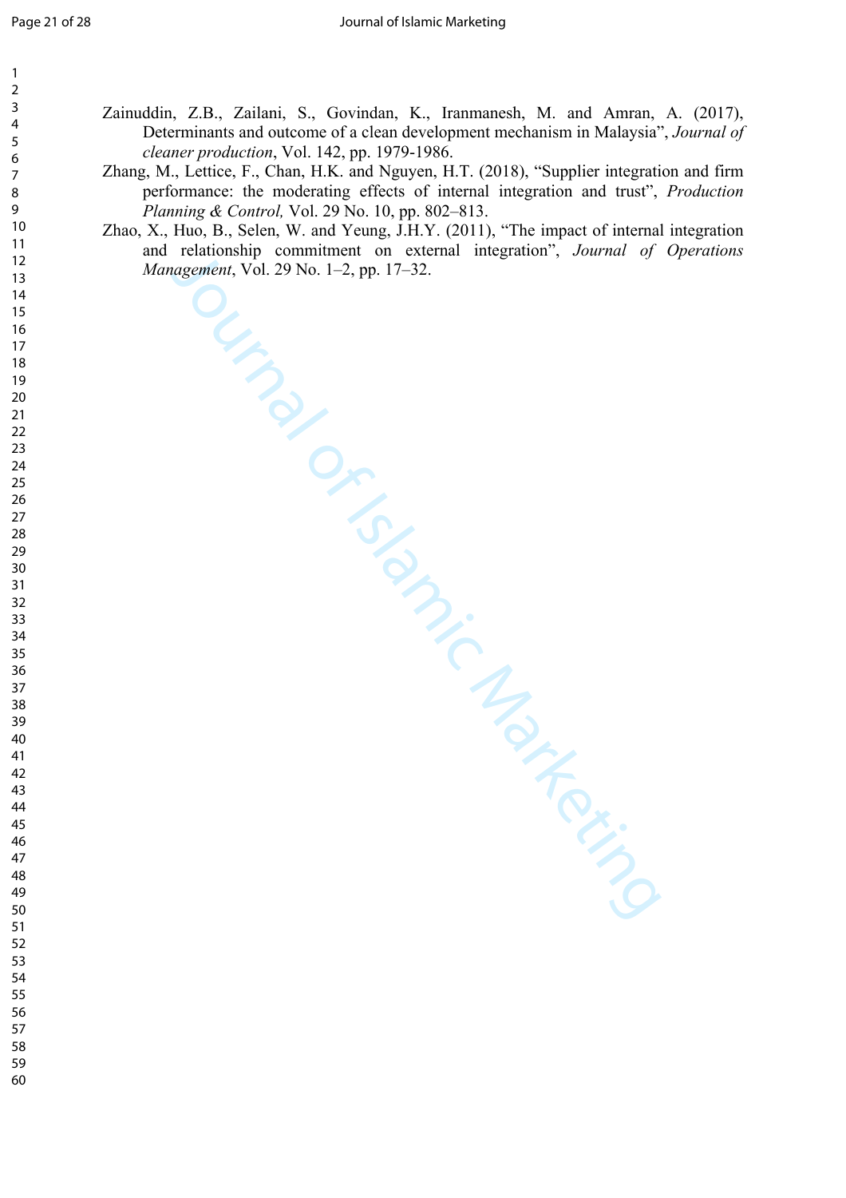Zainuddin, Z.B., Zailani, S., Govindan, K., Iranmanesh, M. and Amran, A. (2017), Determinants and outcome of a clean development mechanism in Malaysia", *Journal of cleaner production*, Vol. 142, pp. 1979-1986.

Zhang, M., Lettice, F., Chan, H.K. and Nguyen, H.T. (2018), "Supplier integration and firm performance: the moderating effects of internal integration and trust", *Production Planning & Control,* Vol. 29 No. 10, pp. 802–813.

Zhao, X., Huo, B., Selen, W. and Yeung, J.H.Y. (2011), "The impact of internal integration and relationship commitment on external integration", *Journal of Operations Management*, Vol. 29 No. 1–2, pp. 17–32.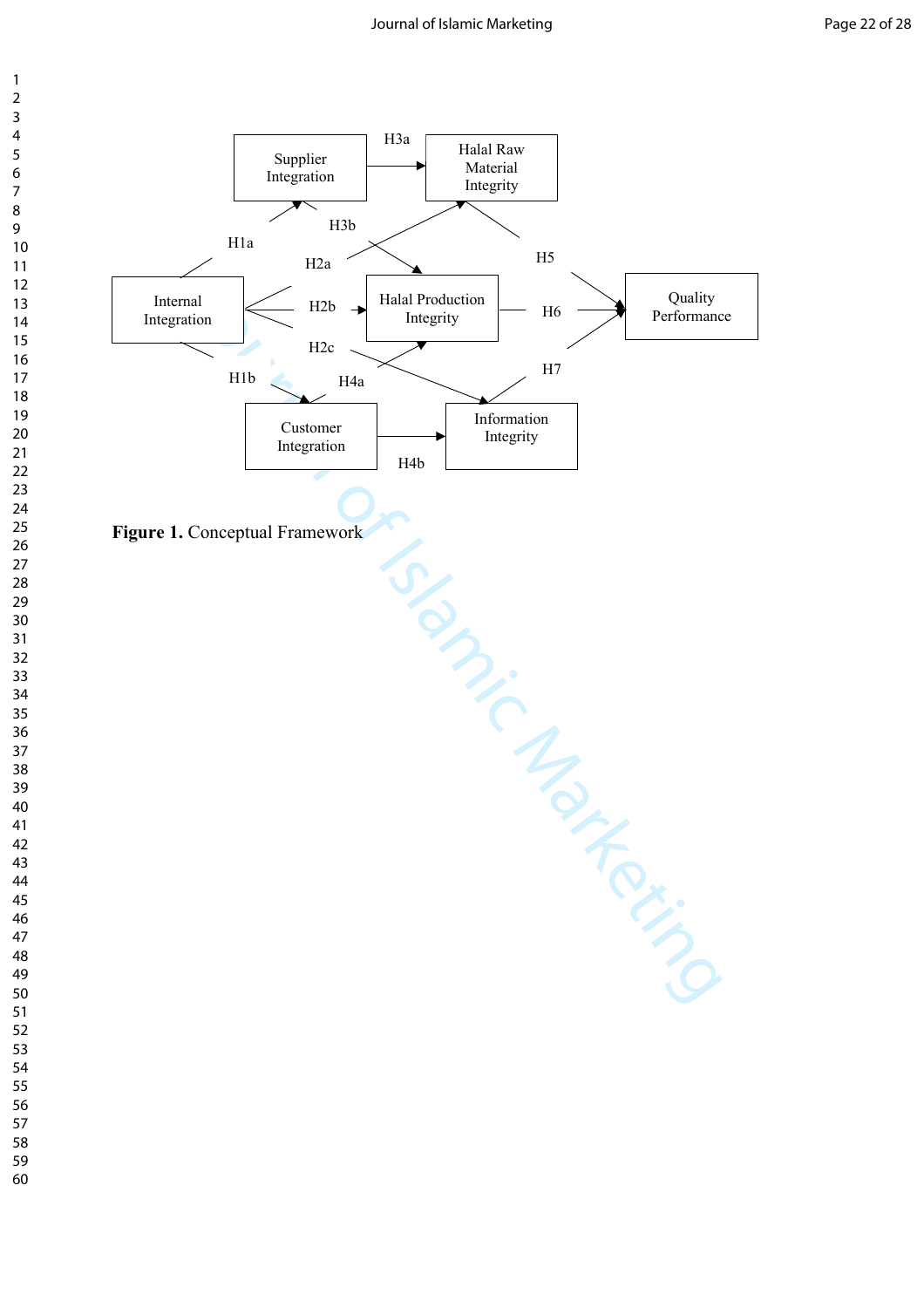Supplier Integration

H3a

Halal Raw Material Integrity

H1a

H3b

H2a

H5

Internal Integration

H2b

Halal Production Integrity

H6

Quality Performance

H2c

H7

H1b

H4a

Customer Integration

Information Integrity

H4b

**Figure 1.** Conceptual Framework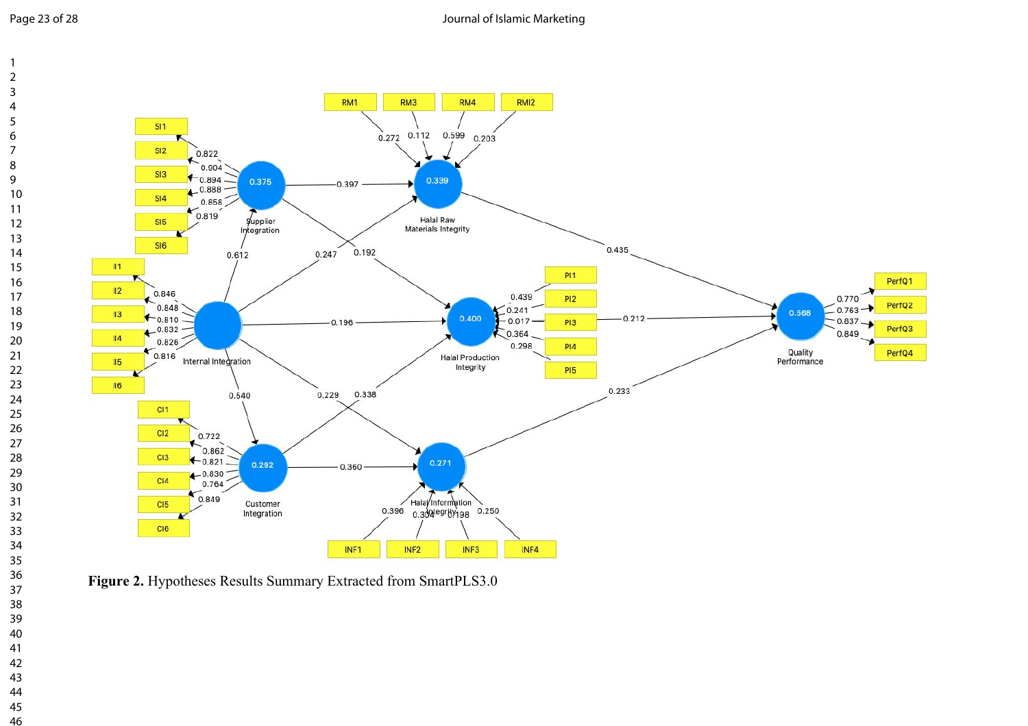**Figure 2.** Hypotheses Results Summary Extracted from SmartPLS3.0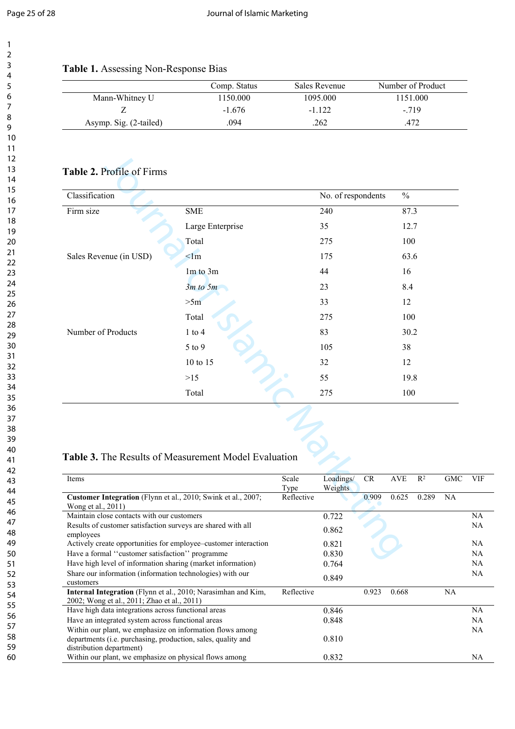**Table 1.** Assessing Non-Response Bias

| | Comp. Status | Sales Revenue | Number of Product |
|---|---|---|---|
| Mann-Whitney U | 1150.000 | 1095.000 | 1151.000 |
| Z | -1.676 | -1.122 | -.719 |
| Asymp. Sig. (2-tailed) | .094 | .262 | .472 |

**Table 2.** Profile of Firms

| Classification | | No. of respondents | % |
|---|---|---|---|
| Firm size | SME | 240 | 87.3 |
| | Large Enterprise | 35 | 12.7 |
| | Total | 275 | 100 |
| Sales Revenue (in USD) | <1m | 175 | 63.6 |
| | 1m to 3m | 44 | 16 |
| | *3m to 5m* | 23 | 8.4 |
| | >5m | 33 | 12 |
| | Total | 275 | 100 |
| Number of Products | 1 to 4 | 83 | 30.2 |
| | 5 to 9 | 105 | 38 |
| | 10 to 15 | 32 | 12 |
| | >15 | 55 | 19.8 |
| | Total | 275 | 100 |

**Table 3.** The Results of Measurement Model Evaluation

| Items | Scale Type | Loadings/ Weights | CR | AVE | $R^2$ | GMC | VIF |
|---|---|---|---|---|---|---|---|
| **Customer Integration** (Flynn et al., 2010; Swink et al., 2007; Wong et al., 2011) | Reflective | | 0.909 | 0.625 | 0.289 | NA | |
| Maintain close contacts with our customers | | 0.722 | | | | | NA |
| Results of customer satisfaction surveys are shared with all employees | | 0.862 | | | | | NA |
| Actively create opportunities for employee–customer interaction | | 0.821 | | | | | NA |
| Have a formal ''customer satisfaction'' programme | | 0.830 | | | | | NA |
| Have high level of information sharing (market information) | | 0.764 | | | | | NA |
| Share our information (information technologies) with our customers | | 0.849 | | | | | NA |
| **Internal Integration** (Flynn et al., 2010; Narasimhan and Kim, 2002; Wong et al., 2011; Zhao et al., 2011) | Reflective | | 0.923 | 0.668 | | NA | |
| Have high data integrations across functional areas | | 0.846 | | | | | NA |
| Have an integrated system across functional areas | | 0.848 | | | | | NA |
| Within our plant, we emphasize on information flows among departments (i.e. purchasing, production, sales, quality and distribution department) | | 0.810 | | | | | NA |
| Within our plant, we emphasize on physical flows among | | 0.832 | | | | | NA |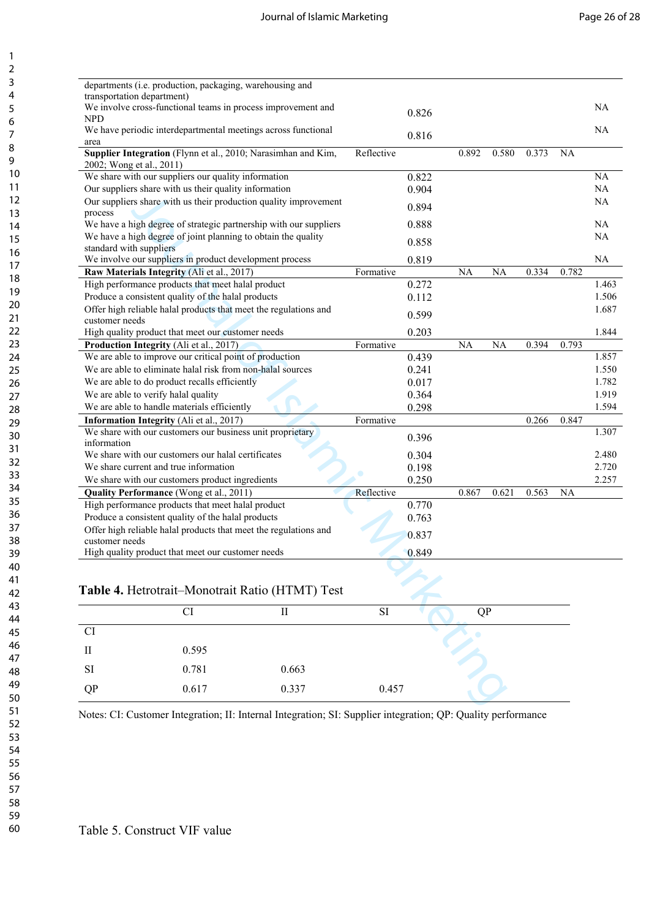| | | | | | | | |
|---|---|---|---|---|---|---|---|
| departments (i.e. production, packaging, warehousing and transportation department) | | | | | | | |
| We involve cross-functional teams in process improvement and NPD | | 0.826 | | | | | NA |
| We have periodic interdepartmental meetings across functional area | | 0.816 | | | | | NA |
| **Supplier Integration** (Flynn et al., 2010; Narasimhan and Kim, 2002; Wong et al., 2011) | Reflective | | 0.892 | 0.580 | 0.373 | NA | |
| We share with our suppliers our quality information | | 0.822 | | | | | NA |
| Our suppliers share with us their quality information | | 0.904 | | | | | NA |
| Our suppliers share with us their production quality improvement process | | 0.894 | | | | | NA |
| We have a high degree of strategic partnership with our suppliers | | 0.888 | | | | | NA |
| We have a high degree of joint planning to obtain the quality standard with suppliers | | 0.858 | | | | | NA |
| We involve our suppliers in product development process | | 0.819 | | | | | NA |
| **Raw Materials Integrity** (Ali et al., 2017) | Formative | | NA | NA | 0.334 | 0.782 | |
| High performance products that meet halal product | | 0.272 | | | | | 1.463 |
| Produce a consistent quality of the halal products | | 0.112 | | | | | 1.506 |
| Offer high reliable halal products that meet the regulations and customer needs | | 0.599 | | | | | 1.687 |
| High quality product that meet our customer needs | | 0.203 | | | | | 1.844 |
| **Production Integrity** (Ali et al., 2017) | Formative | | NA | NA | 0.394 | 0.793 | |
| We are able to improve our critical point of production | | 0.439 | | | | | 1.857 |
| We are able to eliminate halal risk from non-halal sources | | 0.241 | | | | | 1.550 |
| We are able to do product recalls efficiently | | 0.017 | | | | | 1.782 |
| We are able to verify halal quality | | 0.364 | | | | | 1.919 |
| We are able to handle materials efficiently | | 0.298 | | | | | 1.594 |
| **Information Integrity** (Ali et al., 2017) | Formative | | | | 0.266 | 0.847 | |
| We share with our customers our business unit proprietary information | | 0.396 | | | | | 1.307 |
| We share with our customers our halal certificates | | 0.304 | | | | | 2.480 |
| We share current and true information | | 0.198 | | | | | 2.720 |
| We share with our customers product ingredients | | 0.250 | | | | | 2.257 |
| **Quality Performance** (Wong et al., 2011) | Reflective | | 0.867 | 0.621 | 0.563 | NA | |
| High performance products that meet halal product | | 0.770 | | | | | |
| Produce a consistent quality of the halal products | | 0.763 | | | | | |
| Offer high reliable halal products that meet the regulations and customer needs | | 0.837 | | | | | |
| High quality product that meet our customer needs | | 0.849 | | | | | |

**Table 4.** Hetrotrait–Monotrait Ratio (HTMT) Test

| | CI | II | SI | QP |
|---|---|---|---|---|
| CI | | | | |
| II | 0.595 | | | |
| SI | 0.781 | 0.663 | | |
| QP | 0.617 | 0.337 | 0.457 | |

Notes: CI: Customer Integration; II: Internal Integration; SI: Supplier integration; QP: Quality performance

Table 5. Construct VIF value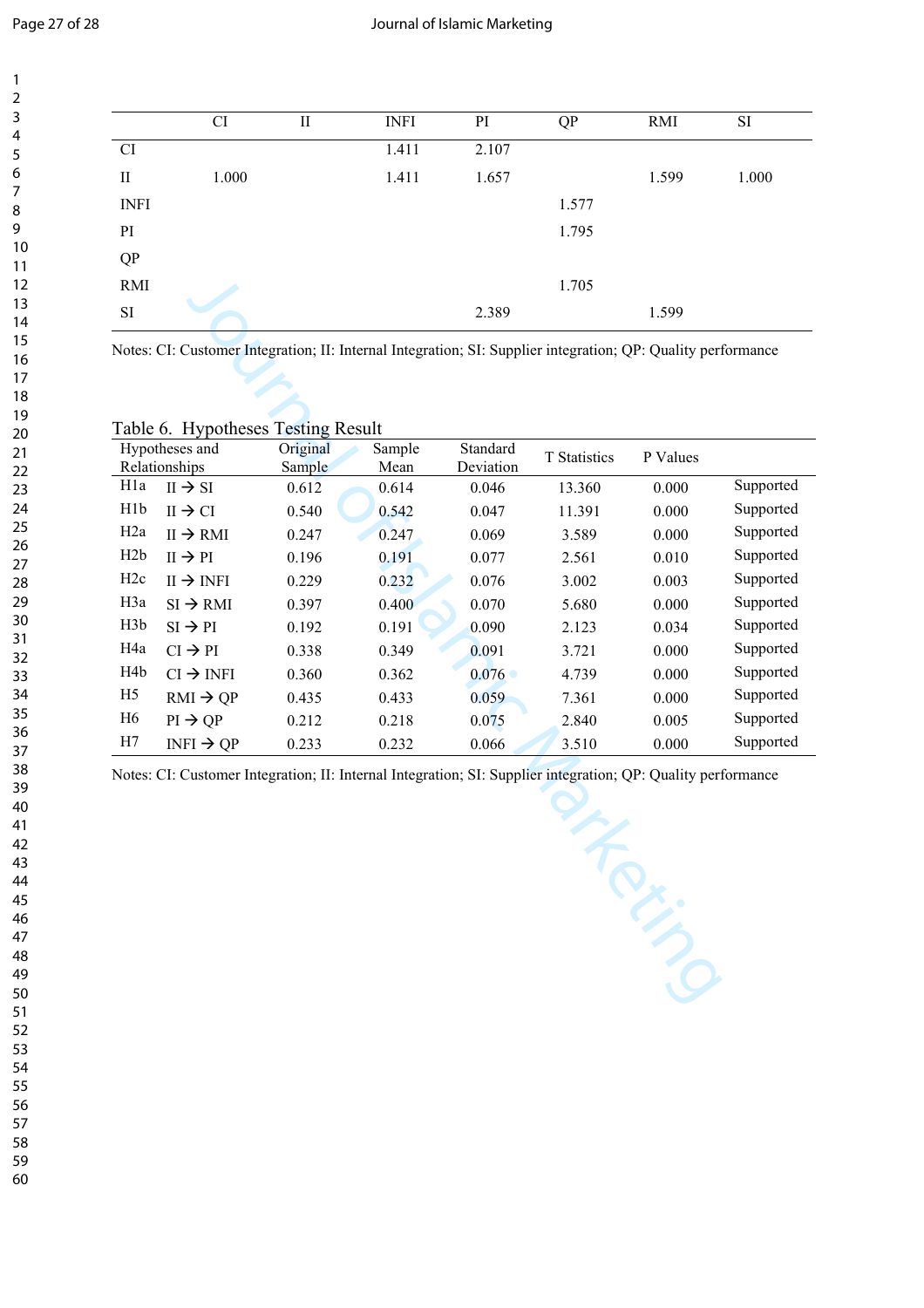|  | CI | II | INFI | PI | QP | RMI | SI |
|---|---|---|---|---|---|---|---|
| CI |  |  | 1.411 | 2.107 |  |  |  |
| II | 1.000 |  | 1.411 | 1.657 |  | 1.599 | 1.000 |
| INFI |  |  |  |  | 1.577 |  |  |
| PI |  |  |  |  | 1.795 |  |  |
| QP |  |  |  |  |  |  |  |
| RMI |  |  |  |  | 1.705 |  |  |
| SI |  |  |  | 2.389 |  | 1.599 |  |

Notes: CI: Customer Integration; II: Internal Integration; SI: Supplier integration; QP: Quality performance

Table 6. Hypotheses Testing Result

| Hypotheses and Relationships | | Original Sample | Sample Mean | Standard Deviation | T Statistics | P Values | |
|---|---|---|---|---|---|---|---|
| H1a | II → SI | 0.612 | 0.614 | 0.046 | 13.360 | 0.000 | Supported |
| H1b | II → CI | 0.540 | 0.542 | 0.047 | 11.391 | 0.000 | Supported |
| H2a | II → RMI | 0.247 | 0.247 | 0.069 | 3.589 | 0.000 | Supported |
| H2b | II → PI | 0.196 | 0.191 | 0.077 | 2.561 | 0.010 | Supported |
| H2c | II → INFI | 0.229 | 0.232 | 0.076 | 3.002 | 0.003 | Supported |
| H3a | SI → RMI | 0.397 | 0.400 | 0.070 | 5.680 | 0.000 | Supported |
| H3b | SI → PI | 0.192 | 0.191 | 0.090 | 2.123 | 0.034 | Supported |
| H4a | CI → PI | 0.338 | 0.349 | 0.091 | 3.721 | 0.000 | Supported |
| H4b | CI → INFI | 0.360 | 0.362 | 0.076 | 4.739 | 0.000 | Supported |
| H5 | RMI → QP | 0.435 | 0.433 | 0.059 | 7.361 | 0.000 | Supported |
| H6 | PI → QP | 0.212 | 0.218 | 0.075 | 2.840 | 0.005 | Supported |
| H7 | INFI → QP | 0.233 | 0.232 | 0.066 | 3.510 | 0.000 | Supported |

Notes: CI: Customer Integration; II: Internal Integration; SI: Supplier integration; QP: Quality performance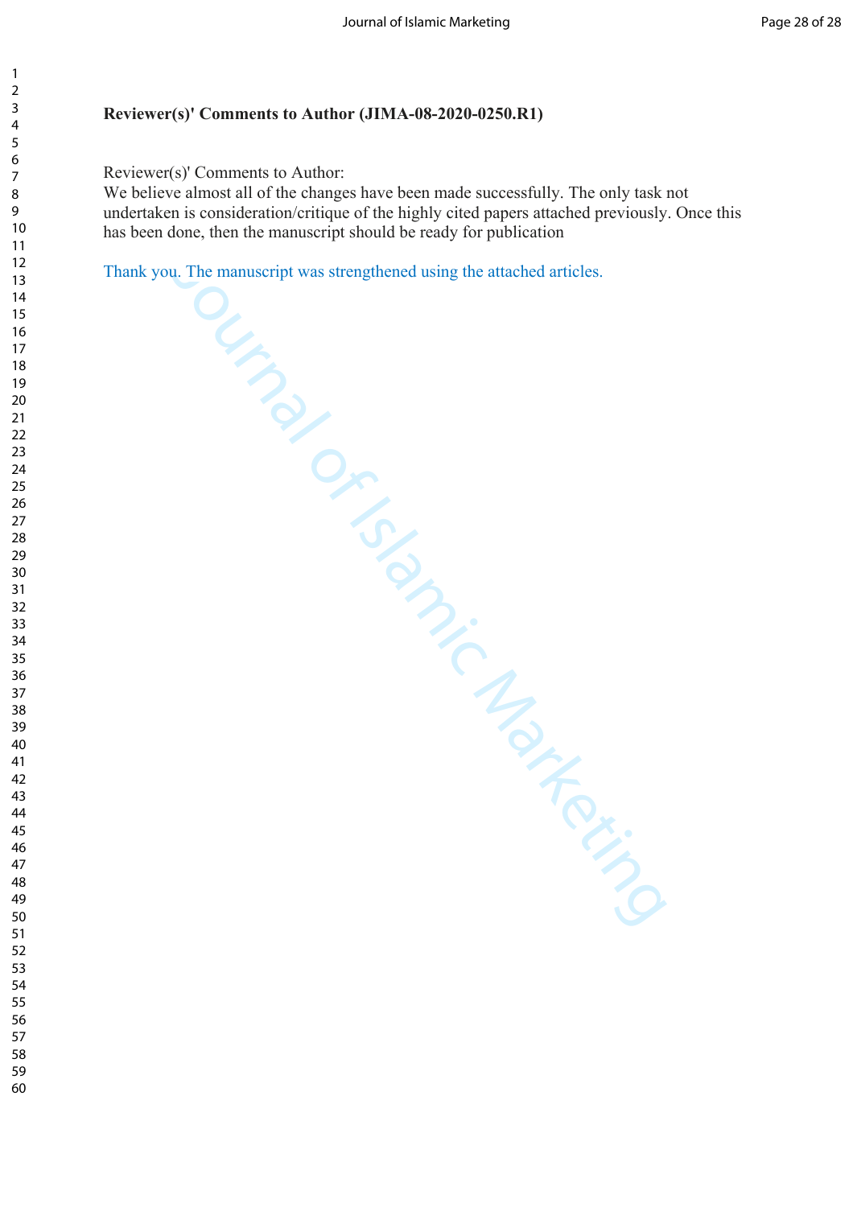**Reviewer(s)' Comments to Author (JIMA-08-2020-0250.R1)**

Reviewer(s)' Comments to Author:
We believe almost all of the changes have been made successfully. The only task not undertaken is consideration/critique of the highly cited papers attached previously. Once this has been done, then the manuscript should be ready for publication

Thank you. The manuscript was strengthened using the attached articles.